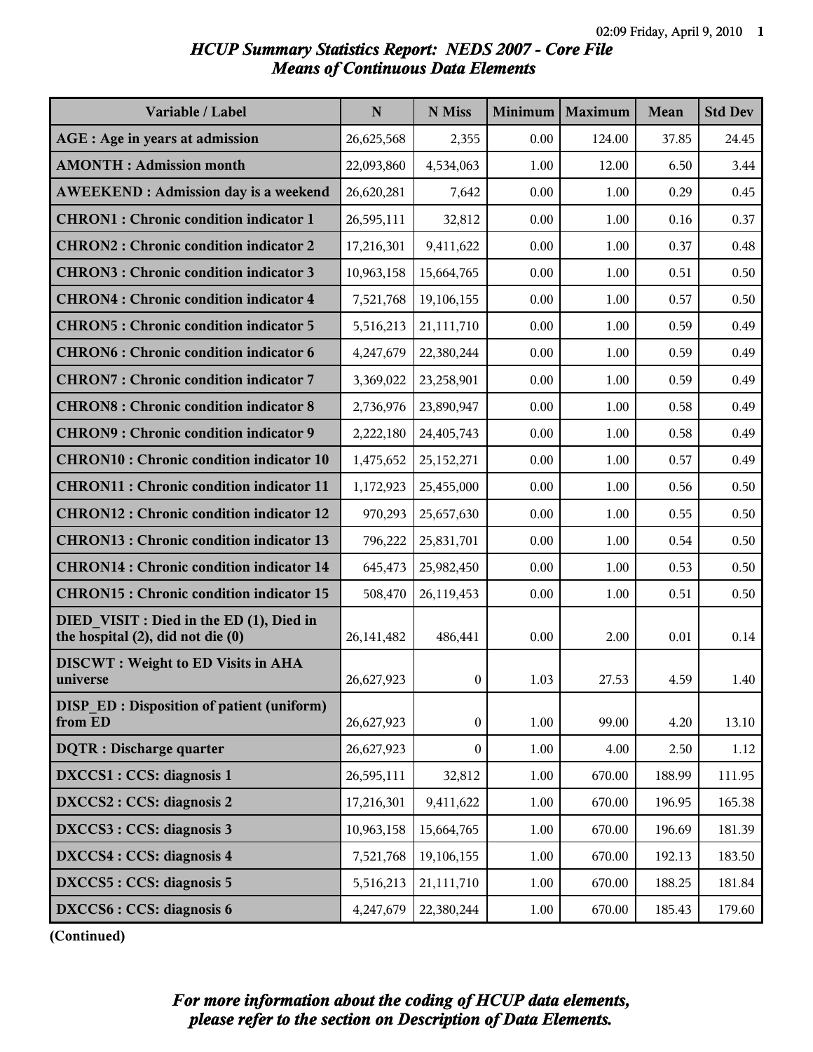# HCUP Summary Statistics Report: NEDS 2007 - Core File
## Means of Continuous Data Elements

| Variable / Label | N | N Miss | Minimum | Maximum | Mean | Std Dev |
|---|---|---|---|---|---|---|
| **AGE : Age in years at admission** | 26,625,568 | 2,355 | 0.00 | 124.00 | 37.85 | 24.45 |
| **AMONTH : Admission month** | 22,093,860 | 4,534,063 | 1.00 | 12.00 | 6.50 | 3.44 |
| **AWEEKEND : Admission day is a weekend** | 26,620,281 | 7,642 | 0.00 | 1.00 | 0.29 | 0.45 |
| **CHRON1 : Chronic condition indicator 1** | 26,595,111 | 32,812 | 0.00 | 1.00 | 0.16 | 0.37 |
| **CHRON2 : Chronic condition indicator 2** | 17,216,301 | 9,411,622 | 0.00 | 1.00 | 0.37 | 0.48 |
| **CHRON3 : Chronic condition indicator 3** | 10,963,158 | 15,664,765 | 0.00 | 1.00 | 0.51 | 0.50 |
| **CHRON4 : Chronic condition indicator 4** | 7,521,768 | 19,106,155 | 0.00 | 1.00 | 0.57 | 0.50 |
| **CHRON5 : Chronic condition indicator 5** | 5,516,213 | 21,111,710 | 0.00 | 1.00 | 0.59 | 0.49 |
| **CHRON6 : Chronic condition indicator 6** | 4,247,679 | 22,380,244 | 0.00 | 1.00 | 0.59 | 0.49 |
| **CHRON7 : Chronic condition indicator 7** | 3,369,022 | 23,258,901 | 0.00 | 1.00 | 0.59 | 0.49 |
| **CHRON8 : Chronic condition indicator 8** | 2,736,976 | 23,890,947 | 0.00 | 1.00 | 0.58 | 0.49 |
| **CHRON9 : Chronic condition indicator 9** | 2,222,180 | 24,405,743 | 0.00 | 1.00 | 0.58 | 0.49 |
| **CHRON10 : Chronic condition indicator 10** | 1,475,652 | 25,152,271 | 0.00 | 1.00 | 0.57 | 0.49 |
| **CHRON11 : Chronic condition indicator 11** | 1,172,923 | 25,455,000 | 0.00 | 1.00 | 0.56 | 0.50 |
| **CHRON12 : Chronic condition indicator 12** | 970,293 | 25,657,630 | 0.00 | 1.00 | 0.55 | 0.50 |
| **CHRON13 : Chronic condition indicator 13** | 796,222 | 25,831,701 | 0.00 | 1.00 | 0.54 | 0.50 |
| **CHRON14 : Chronic condition indicator 14** | 645,473 | 25,982,450 | 0.00 | 1.00 | 0.53 | 0.50 |
| **CHRON15 : Chronic condition indicator 15** | 508,470 | 26,119,453 | 0.00 | 1.00 | 0.51 | 0.50 |
| **DIED_VISIT : Died in the ED (1), Died in the hospital (2), did not die (0)** | 26,141,482 | 486,441 | 0.00 | 2.00 | 0.01 | 0.14 |
| **DISCWT : Weight to ED Visits in AHA universe** | 26,627,923 | 0 | 1.03 | 27.53 | 4.59 | 1.40 |
| **DISP_ED : Disposition of patient (uniform) from ED** | 26,627,923 | 0 | 1.00 | 99.00 | 4.20 | 13.10 |
| **DQTR : Discharge quarter** | 26,627,923 | 0 | 1.00 | 4.00 | 2.50 | 1.12 |
| **DXCCS1 : CCS: diagnosis 1** | 26,595,111 | 32,812 | 1.00 | 670.00 | 188.99 | 111.95 |
| **DXCCS2 : CCS: diagnosis 2** | 17,216,301 | 9,411,622 | 1.00 | 670.00 | 196.95 | 165.38 |
| **DXCCS3 : CCS: diagnosis 3** | 10,963,158 | 15,664,765 | 1.00 | 670.00 | 196.69 | 181.39 |
| **DXCCS4 : CCS: diagnosis 4** | 7,521,768 | 19,106,155 | 1.00 | 670.00 | 192.13 | 183.50 |
| **DXCCS5 : CCS: diagnosis 5** | 5,516,213 | 21,111,710 | 1.00 | 670.00 | 188.25 | 181.84 |
| **DXCCS6 : CCS: diagnosis 6** | 4,247,679 | 22,380,244 | 1.00 | 670.00 | 185.43 | 179.60 |

**(Continued)**

***For more information about the coding of HCUP data elements, please refer to the section on Description of Data Elements.***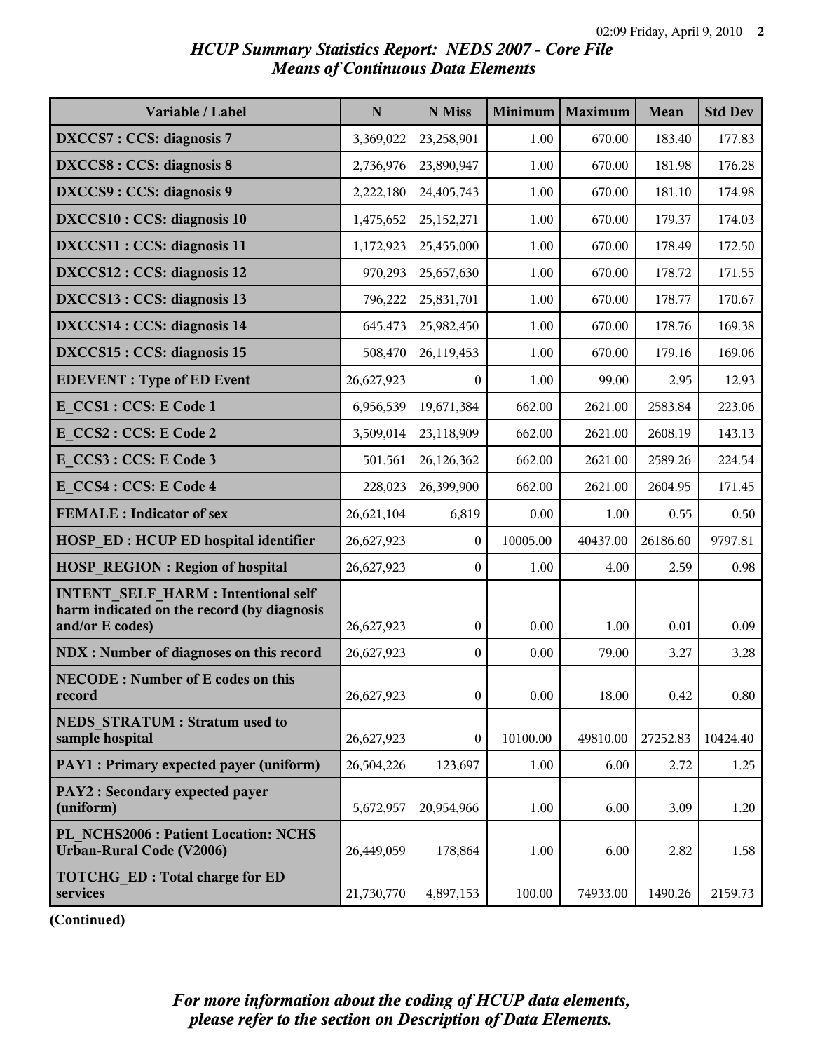*HCUP Summary Statistics Report: NEDS 2007 - Core File*
*Means of Continuous Data Elements*

| Variable / Label | N | N Miss | Minimum | Maximum | Mean | Std Dev |
|---|---|---|---|---|---|---|
| **DXCCS7 : CCS: diagnosis 7** | 3,369,022 | 23,258,901 | 1.00 | 670.00 | 183.40 | 177.83 |
| **DXCCS8 : CCS: diagnosis 8** | 2,736,976 | 23,890,947 | 1.00 | 670.00 | 181.98 | 176.28 |
| **DXCCS9 : CCS: diagnosis 9** | 2,222,180 | 24,405,743 | 1.00 | 670.00 | 181.10 | 174.98 |
| **DXCCS10 : CCS: diagnosis 10** | 1,475,652 | 25,152,271 | 1.00 | 670.00 | 179.37 | 174.03 |
| **DXCCS11 : CCS: diagnosis 11** | 1,172,923 | 25,455,000 | 1.00 | 670.00 | 178.49 | 172.50 |
| **DXCCS12 : CCS: diagnosis 12** | 970,293 | 25,657,630 | 1.00 | 670.00 | 178.72 | 171.55 |
| **DXCCS13 : CCS: diagnosis 13** | 796,222 | 25,831,701 | 1.00 | 670.00 | 178.77 | 170.67 |
| **DXCCS14 : CCS: diagnosis 14** | 645,473 | 25,982,450 | 1.00 | 670.00 | 178.76 | 169.38 |
| **DXCCS15 : CCS: diagnosis 15** | 508,470 | 26,119,453 | 1.00 | 670.00 | 179.16 | 169.06 |
| **EDEVENT : Type of ED Event** | 26,627,923 | 0 | 1.00 | 99.00 | 2.95 | 12.93 |
| **E_CCS1 : CCS: E Code 1** | 6,956,539 | 19,671,384 | 662.00 | 2621.00 | 2583.84 | 223.06 |
| **E_CCS2 : CCS: E Code 2** | 3,509,014 | 23,118,909 | 662.00 | 2621.00 | 2608.19 | 143.13 |
| **E_CCS3 : CCS: E Code 3** | 501,561 | 26,126,362 | 662.00 | 2621.00 | 2589.26 | 224.54 |
| **E_CCS4 : CCS: E Code 4** | 228,023 | 26,399,900 | 662.00 | 2621.00 | 2604.95 | 171.45 |
| **FEMALE : Indicator of sex** | 26,621,104 | 6,819 | 0.00 | 1.00 | 0.55 | 0.50 |
| **HOSP_ED : HCUP ED hospital identifier** | 26,627,923 | 0 | 10005.00 | 40437.00 | 26186.60 | 9797.81 |
| **HOSP_REGION : Region of hospital** | 26,627,923 | 0 | 1.00 | 4.00 | 2.59 | 0.98 |
| **INTENT_SELF_HARM : Intentional self harm indicated on the record (by diagnosis and/or E codes)** | 26,627,923 | 0 | 0.00 | 1.00 | 0.01 | 0.09 |
| **NDX : Number of diagnoses on this record** | 26,627,923 | 0 | 0.00 | 79.00 | 3.27 | 3.28 |
| **NECODE : Number of E codes on this record** | 26,627,923 | 0 | 0.00 | 18.00 | 0.42 | 0.80 |
| **NEDS_STRATUM : Stratum used to sample hospital** | 26,627,923 | 0 | 10100.00 | 49810.00 | 27252.83 | 10424.40 |
| **PAY1 : Primary expected payer (uniform)** | 26,504,226 | 123,697 | 1.00 | 6.00 | 2.72 | 1.25 |
| **PAY2 : Secondary expected payer (uniform)** | 5,672,957 | 20,954,966 | 1.00 | 6.00 | 3.09 | 1.20 |
| **PL_NCHS2006 : Patient Location: NCHS Urban-Rural Code (V2006)** | 26,449,059 | 178,864 | 1.00 | 6.00 | 2.82 | 1.58 |
| **TOTCHG_ED : Total charge for ED services** | 21,730,770 | 4,897,153 | 100.00 | 74933.00 | 1490.26 | 2159.73 |

**(Continued)**

***For more information about the coding of HCUP data elements, please refer to the section on Description of Data Elements.***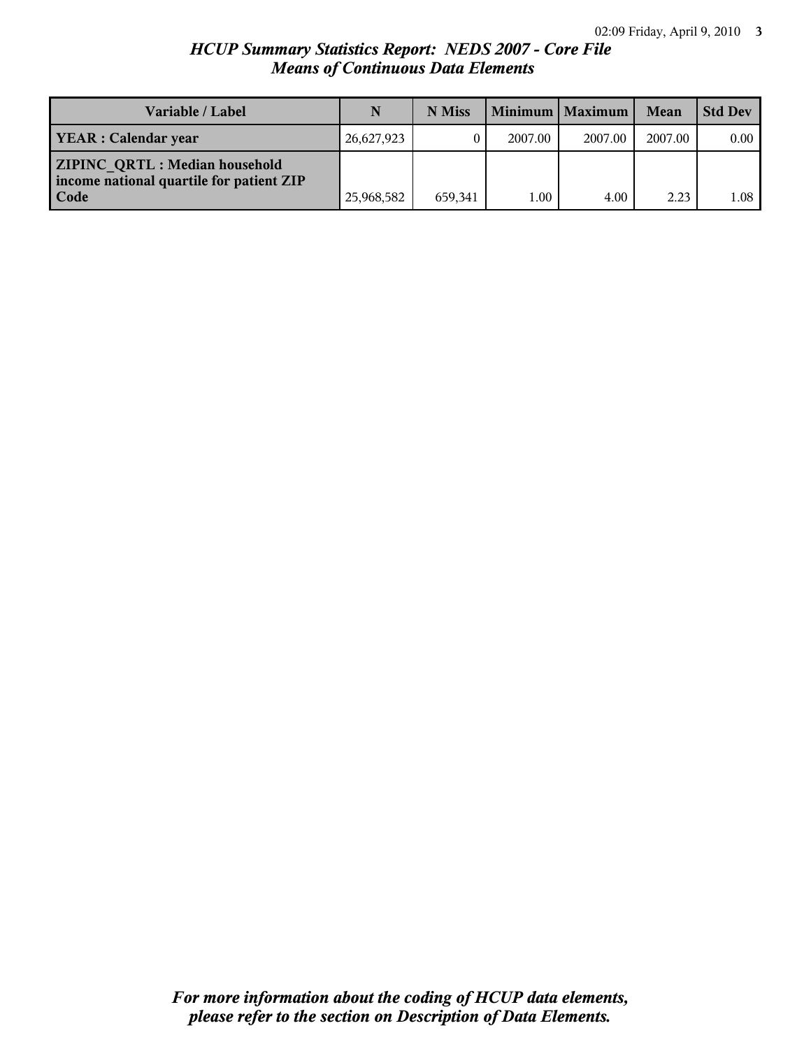# *HCUP Summary Statistics Report: NEDS 2007 - Core File*
## *Means of Continuous Data Elements*

| Variable / Label | N | N Miss | Minimum | Maximum | Mean | Std Dev |
| --- | --- | --- | --- | --- | --- | --- |
| **YEAR : Calendar year** | 26,627,923 | 0 | 2007.00 | 2007.00 | 2007.00 | 0.00 |
| **ZIPINC_QRTL : Median household income national quartile for patient ZIP Code** | 25,968,582 | 659,341 | 1.00 | 4.00 | 2.23 | 1.08 |

***For more information about the coding of HCUP data elements, please refer to the section on Description of Data Elements.***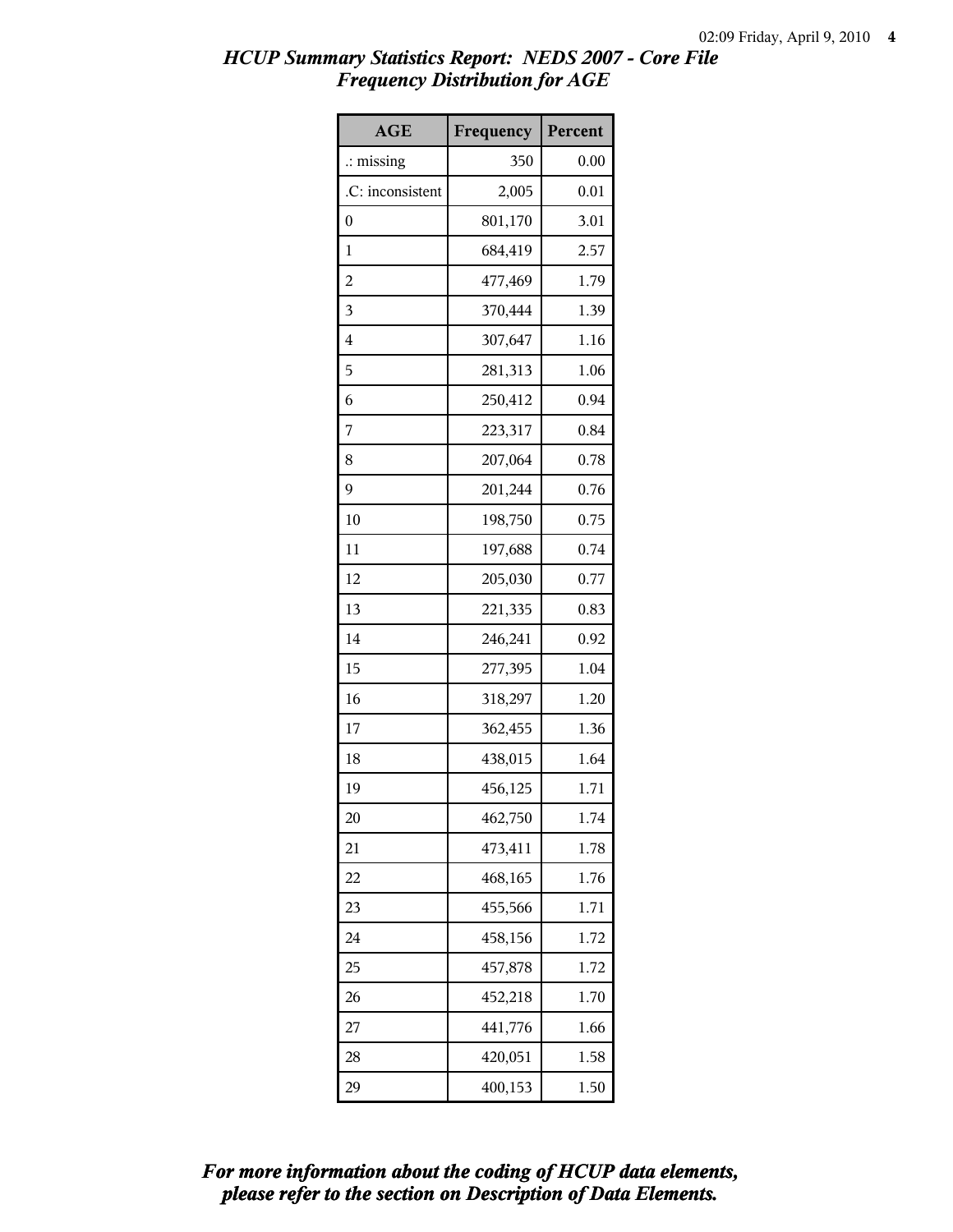## *HCUP Summary Statistics Report: NEDS 2007 - Core File*
## *Frequency Distribution for AGE*

| AGE | Frequency | Percent |
|---|---|---|
| .: missing | 350 | 0.00 |
| .C: inconsistent | 2,005 | 0.01 |
| 0 | 801,170 | 3.01 |
| 1 | 684,419 | 2.57 |
| 2 | 477,469 | 1.79 |
| 3 | 370,444 | 1.39 |
| 4 | 307,647 | 1.16 |
| 5 | 281,313 | 1.06 |
| 6 | 250,412 | 0.94 |
| 7 | 223,317 | 0.84 |
| 8 | 207,064 | 0.78 |
| 9 | 201,244 | 0.76 |
| 10 | 198,750 | 0.75 |
| 11 | 197,688 | 0.74 |
| 12 | 205,030 | 0.77 |
| 13 | 221,335 | 0.83 |
| 14 | 246,241 | 0.92 |
| 15 | 277,395 | 1.04 |
| 16 | 318,297 | 1.20 |
| 17 | 362,455 | 1.36 |
| 18 | 438,015 | 1.64 |
| 19 | 456,125 | 1.71 |
| 20 | 462,750 | 1.74 |
| 21 | 473,411 | 1.78 |
| 22 | 468,165 | 1.76 |
| 23 | 455,566 | 1.71 |
| 24 | 458,156 | 1.72 |
| 25 | 457,878 | 1.72 |
| 26 | 452,218 | 1.70 |
| 27 | 441,776 | 1.66 |
| 28 | 420,051 | 1.58 |
| 29 | 400,153 | 1.50 |

***For more information about the coding of HCUP data elements, please refer to the section on Description of Data Elements.***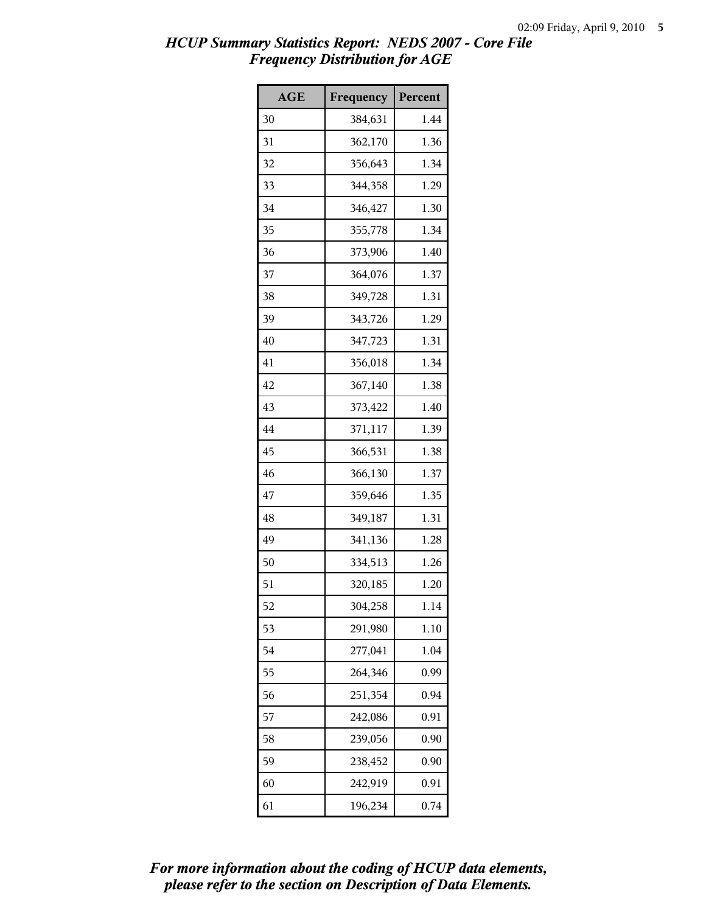*HCUP Summary Statistics Report: NEDS 2007 - Core File*
*Frequency Distribution for AGE*

| AGE | Frequency | Percent |
|---|---|---|
| 30 | 384,631 | 1.44 |
| 31 | 362,170 | 1.36 |
| 32 | 356,643 | 1.34 |
| 33 | 344,358 | 1.29 |
| 34 | 346,427 | 1.30 |
| 35 | 355,778 | 1.34 |
| 36 | 373,906 | 1.40 |
| 37 | 364,076 | 1.37 |
| 38 | 349,728 | 1.31 |
| 39 | 343,726 | 1.29 |
| 40 | 347,723 | 1.31 |
| 41 | 356,018 | 1.34 |
| 42 | 367,140 | 1.38 |
| 43 | 373,422 | 1.40 |
| 44 | 371,117 | 1.39 |
| 45 | 366,531 | 1.38 |
| 46 | 366,130 | 1.37 |
| 47 | 359,646 | 1.35 |
| 48 | 349,187 | 1.31 |
| 49 | 341,136 | 1.28 |
| 50 | 334,513 | 1.26 |
| 51 | 320,185 | 1.20 |
| 52 | 304,258 | 1.14 |
| 53 | 291,980 | 1.10 |
| 54 | 277,041 | 1.04 |
| 55 | 264,346 | 0.99 |
| 56 | 251,354 | 0.94 |
| 57 | 242,086 | 0.91 |
| 58 | 239,056 | 0.90 |
| 59 | 238,452 | 0.90 |
| 60 | 242,919 | 0.91 |
| 61 | 196,234 | 0.74 |

*For more information about the coding of HCUP data elements, please refer to the section on Description of Data Elements.*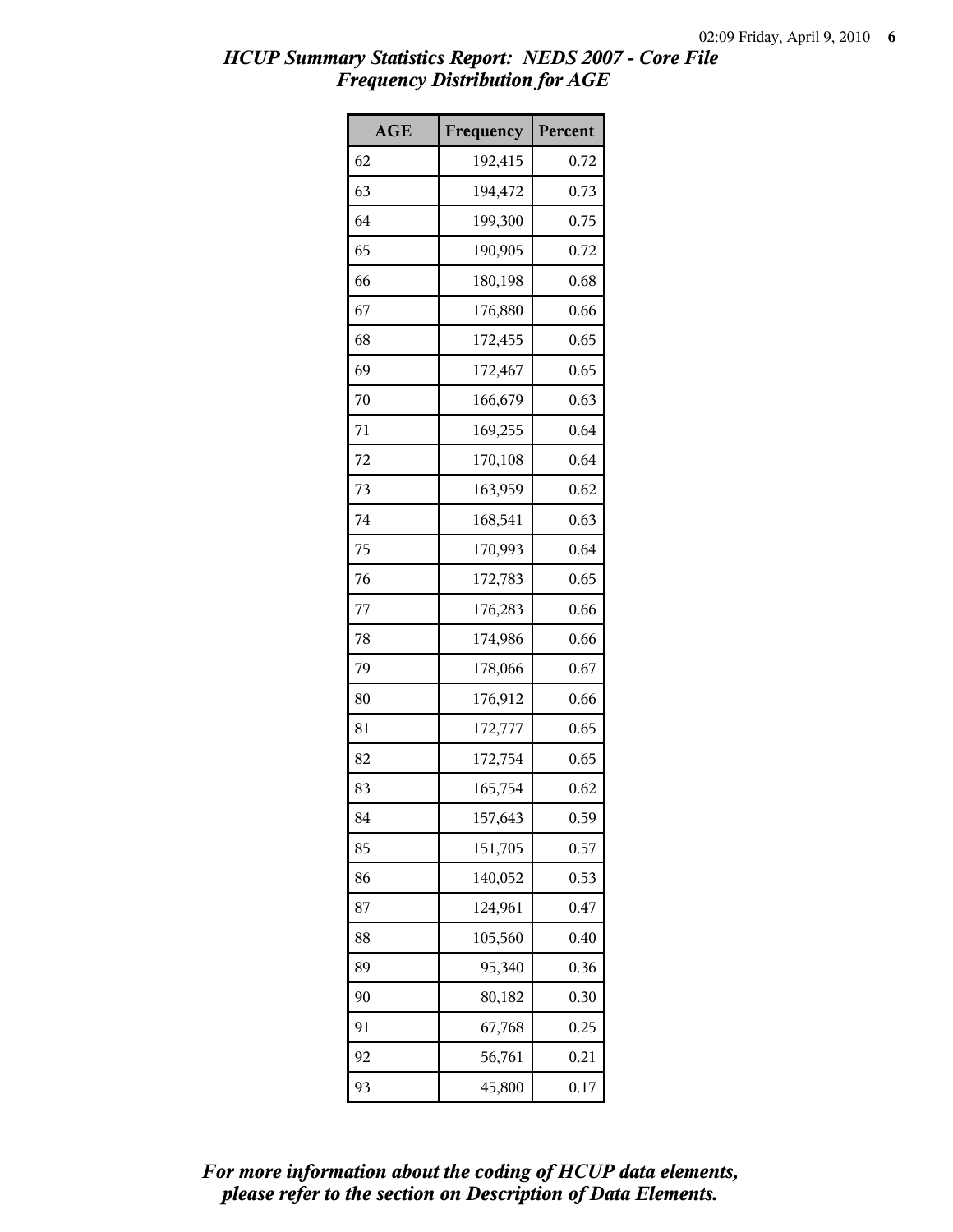*HCUP Summary Statistics Report: NEDS 2007 - Core File*
*Frequency Distribution for AGE*

| AGE | Frequency | Percent |
|---|---|---|
| 62 | 192,415 | 0.72 |
| 63 | 194,472 | 0.73 |
| 64 | 199,300 | 0.75 |
| 65 | 190,905 | 0.72 |
| 66 | 180,198 | 0.68 |
| 67 | 176,880 | 0.66 |
| 68 | 172,455 | 0.65 |
| 69 | 172,467 | 0.65 |
| 70 | 166,679 | 0.63 |
| 71 | 169,255 | 0.64 |
| 72 | 170,108 | 0.64 |
| 73 | 163,959 | 0.62 |
| 74 | 168,541 | 0.63 |
| 75 | 170,993 | 0.64 |
| 76 | 172,783 | 0.65 |
| 77 | 176,283 | 0.66 |
| 78 | 174,986 | 0.66 |
| 79 | 178,066 | 0.67 |
| 80 | 176,912 | 0.66 |
| 81 | 172,777 | 0.65 |
| 82 | 172,754 | 0.65 |
| 83 | 165,754 | 0.62 |
| 84 | 157,643 | 0.59 |
| 85 | 151,705 | 0.57 |
| 86 | 140,052 | 0.53 |
| 87 | 124,961 | 0.47 |
| 88 | 105,560 | 0.40 |
| 89 | 95,340 | 0.36 |
| 90 | 80,182 | 0.30 |
| 91 | 67,768 | 0.25 |
| 92 | 56,761 | 0.21 |
| 93 | 45,800 | 0.17 |

***For more information about the coding of HCUP data elements, please refer to the section on Description of Data Elements.***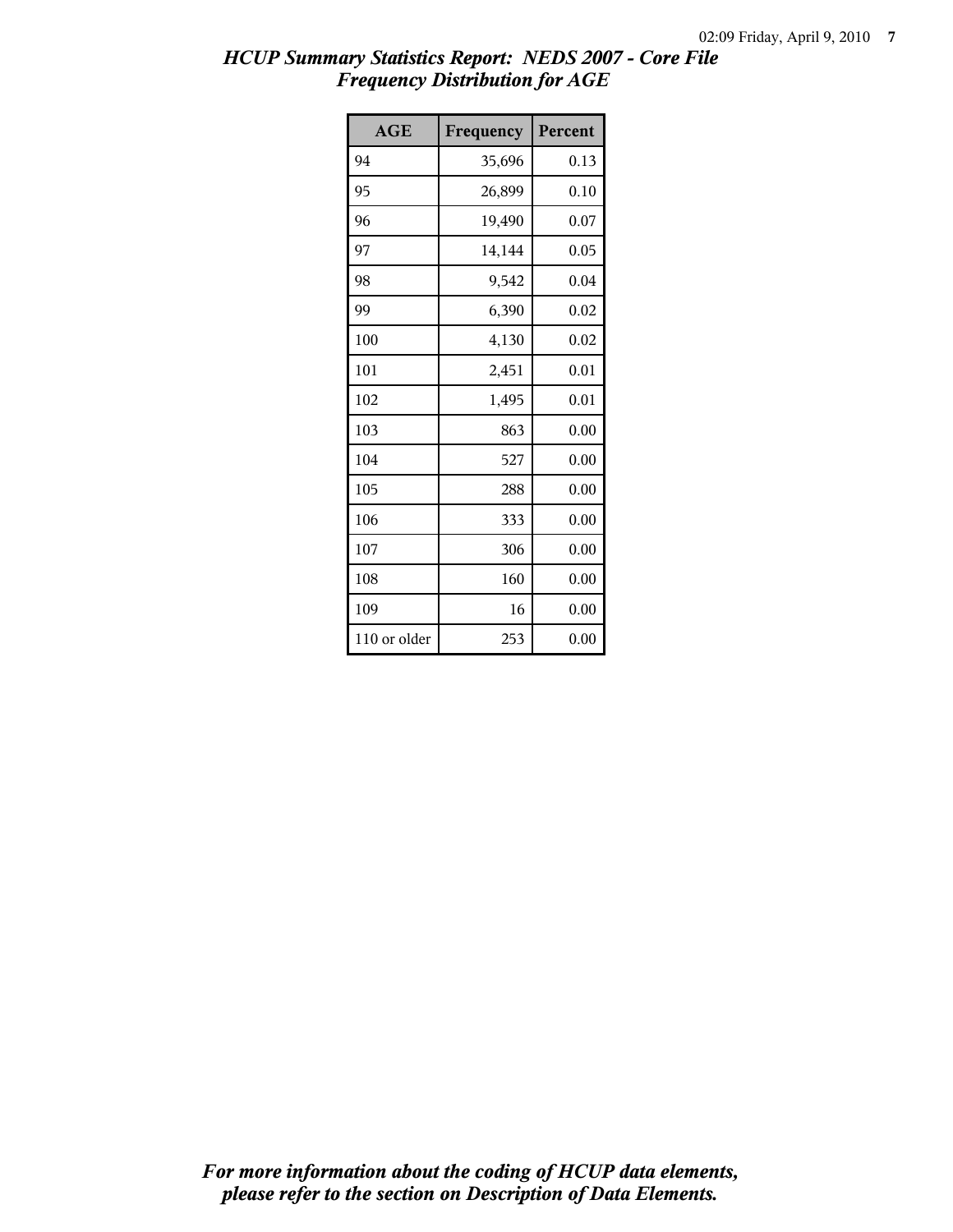*HCUP Summary Statistics Report: NEDS 2007 - Core File*
*Frequency Distribution for AGE*

| AGE | Frequency | Percent |
|---|---|---|
| 94 | 35,696 | 0.13 |
| 95 | 26,899 | 0.10 |
| 96 | 19,490 | 0.07 |
| 97 | 14,144 | 0.05 |
| 98 | 9,542 | 0.04 |
| 99 | 6,390 | 0.02 |
| 100 | 4,130 | 0.02 |
| 101 | 2,451 | 0.01 |
| 102 | 1,495 | 0.01 |
| 103 | 863 | 0.00 |
| 104 | 527 | 0.00 |
| 105 | 288 | 0.00 |
| 106 | 333 | 0.00 |
| 107 | 306 | 0.00 |
| 108 | 160 | 0.00 |
| 109 | 16 | 0.00 |
| 110 or older | 253 | 0.00 |

***For more information about the coding of HCUP data elements, please refer to the section on Description of Data Elements.***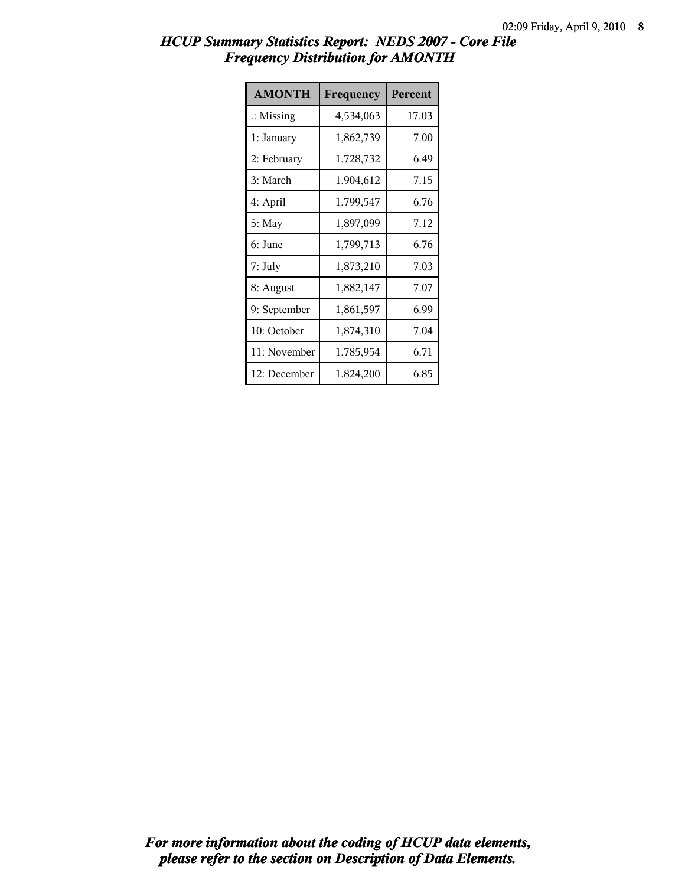# HCUP Summary Statistics Report: NEDS 2007 - Core File
## Frequency Distribution for AMONTH

| AMONTH | Frequency | Percent |
|---|---|---|
| .: Missing | 4,534,063 | 17.03 |
| 1: January | 1,862,739 | 7.00 |
| 2: February | 1,728,732 | 6.49 |
| 3: March | 1,904,612 | 7.15 |
| 4: April | 1,799,547 | 6.76 |
| 5: May | 1,897,099 | 7.12 |
| 6: June | 1,799,713 | 6.76 |
| 7: July | 1,873,210 | 7.03 |
| 8: August | 1,882,147 | 7.07 |
| 9: September | 1,861,597 | 6.99 |
| 10: October | 1,874,310 | 7.04 |
| 11: November | 1,785,954 | 6.71 |
| 12: December | 1,824,200 | 6.85 |

***For more information about the coding of HCUP data elements, please refer to the section on Description of Data Elements.***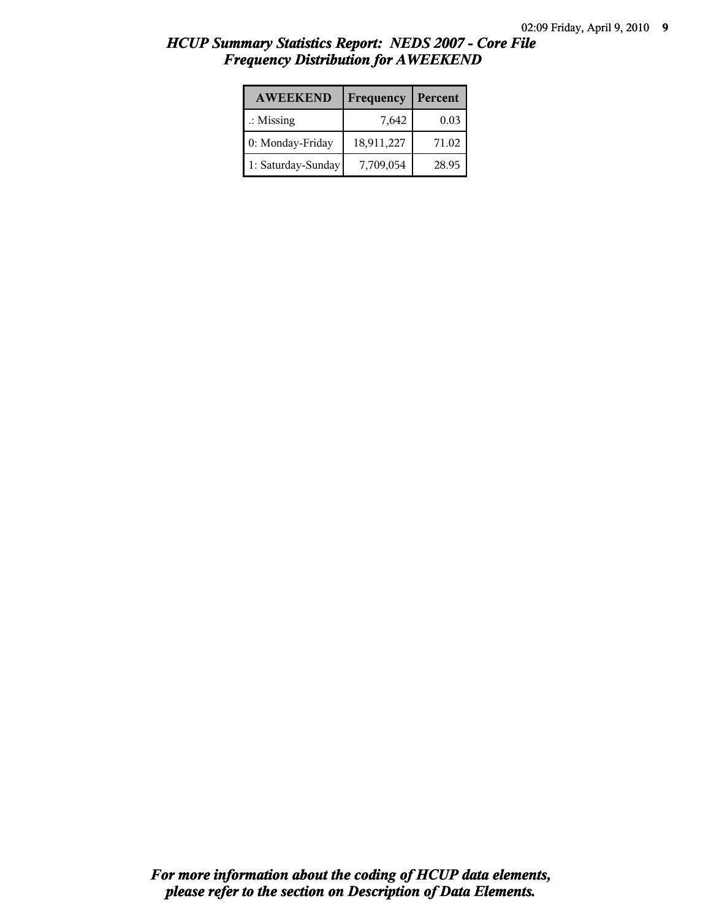# *HCUP Summary Statistics Report: NEDS 2007 - Core File*
## *Frequency Distribution for AWEEKEND*

| AWEEKEND | Frequency | Percent |
|---|---|---|
| .: Missing | 7,642 | 0.03 |
| 0: Monday-Friday | 18,911,227 | 71.02 |
| 1: Saturday-Sunday | 7,709,054 | 28.95 |

***For more information about the coding of HCUP data elements, please refer to the section on Description of Data Elements.***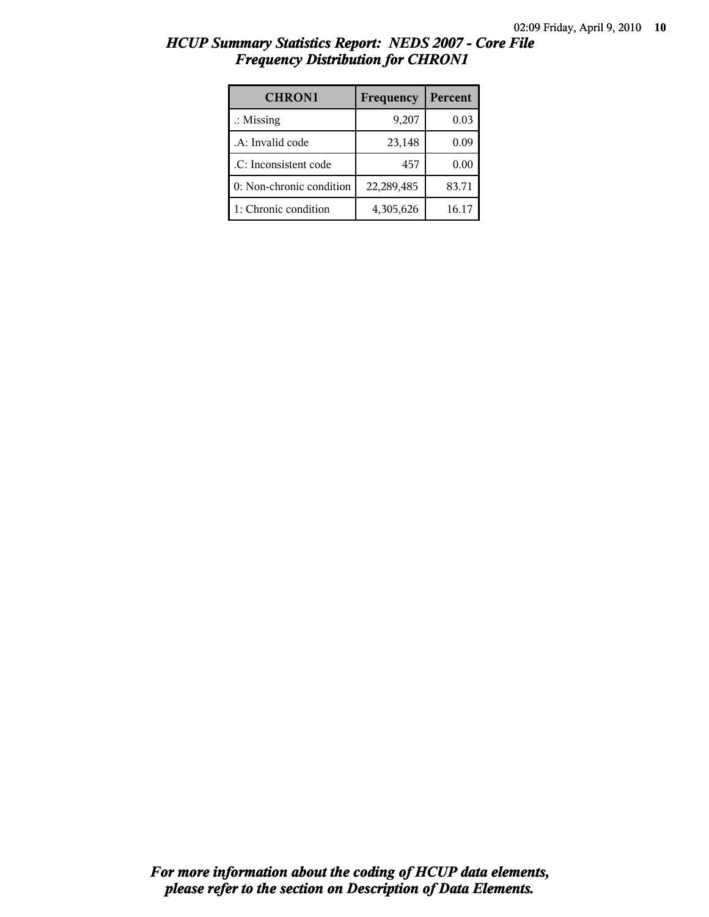# HCUP Summary Statistics Report: NEDS 2007 - Core File
## Frequency Distribution for CHRON1

| CHRON1 | Frequency | Percent |
|---|---|---|
| .: Missing | 9,207 | 0.03 |
| .A: Invalid code | 23,148 | 0.09 |
| .C: Inconsistent code | 457 | 0.00 |
| 0: Non-chronic condition | 22,289,485 | 83.71 |
| 1: Chronic condition | 4,305,626 | 16.17 |

***For more information about the coding of HCUP data elements, please refer to the section on Description of Data Elements.***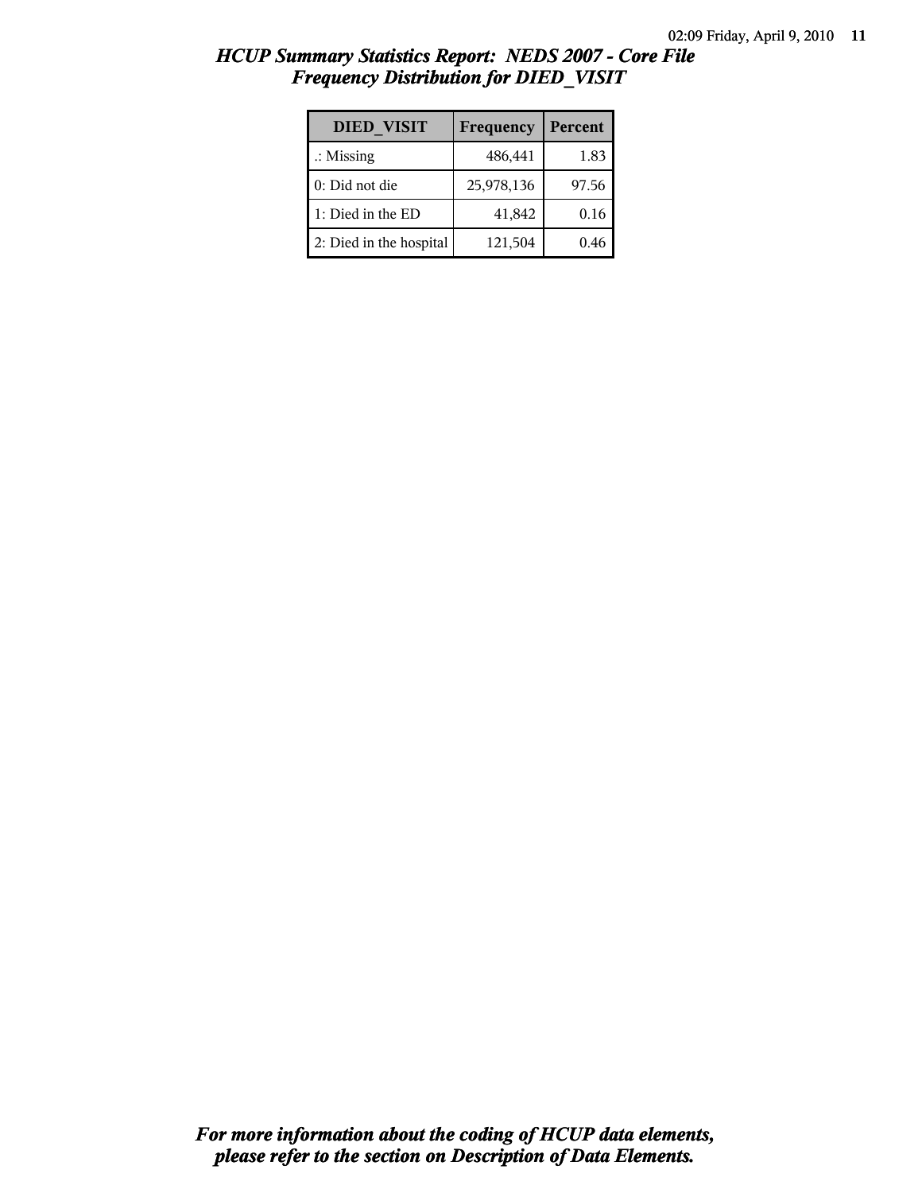# HCUP Summary Statistics Report: NEDS 2007 - Core File
## Frequency Distribution for DIED_VISIT

| DIED_VISIT | Frequency | Percent |
|---|---|---|
| .: Missing | 486,441 | 1.83 |
| 0: Did not die | 25,978,136 | 97.56 |
| 1: Died in the ED | 41,842 | 0.16 |
| 2: Died in the hospital | 121,504 | 0.46 |

***For more information about the coding of HCUP data elements, please refer to the section on Description of Data Elements.***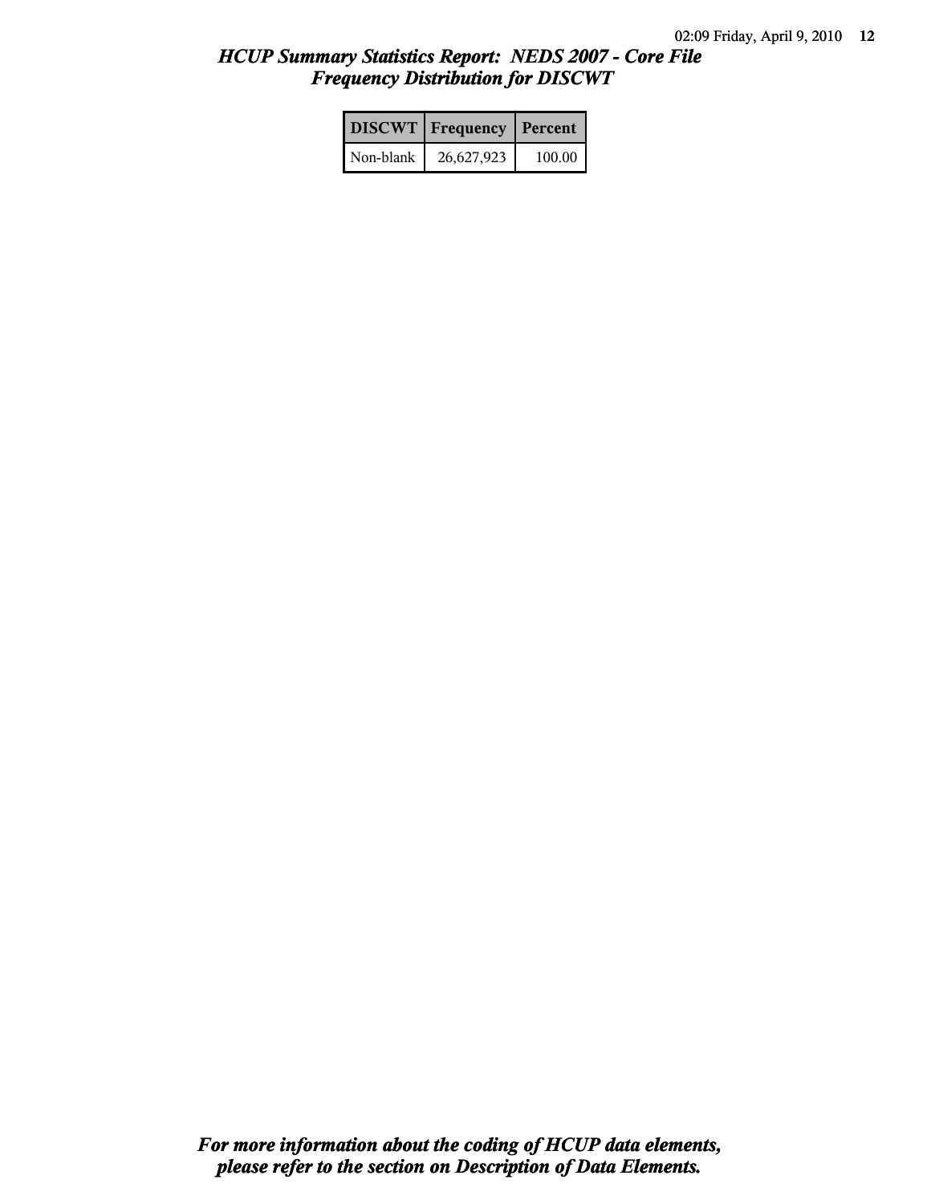## *HCUP Summary Statistics Report: NEDS 2007 - Core File*
## *Frequency Distribution for DISCWT*

| DISCWT | Frequency | Percent |
|---|---|---|
| Non-blank | 26,627,923 | 100.00 |

***For more information about the coding of HCUP data elements, please refer to the section on Description of Data Elements.***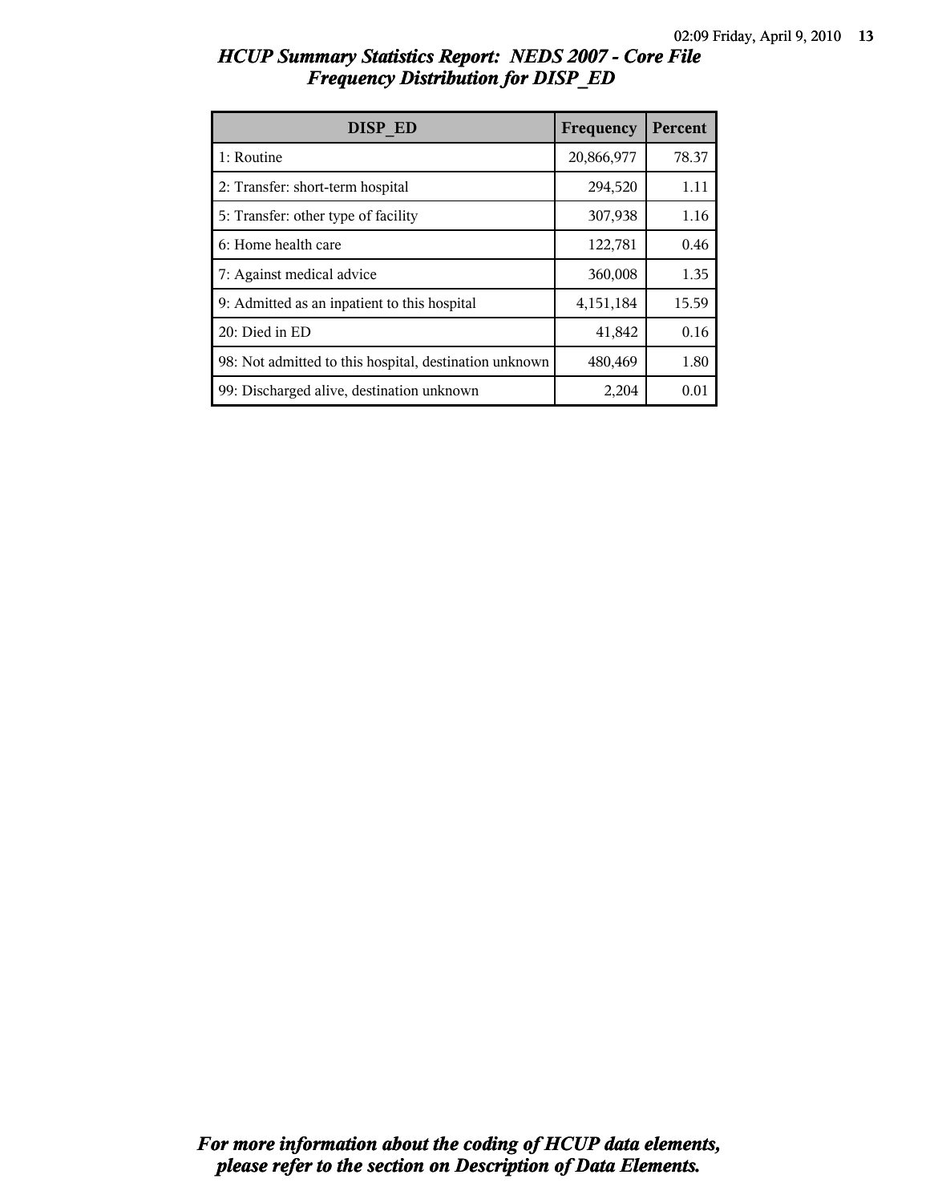# *HCUP Summary Statistics Report: NEDS 2007 - Core File*
## *Frequency Distribution for DISP_ED*

| DISP_ED | Frequency | Percent |
|---|---|---|
| 1: Routine | 20,866,977 | 78.37 |
| 2: Transfer: short-term hospital | 294,520 | 1.11 |
| 5: Transfer: other type of facility | 307,938 | 1.16 |
| 6: Home health care | 122,781 | 0.46 |
| 7: Against medical advice | 360,008 | 1.35 |
| 9: Admitted as an inpatient to this hospital | 4,151,184 | 15.59 |
| 20: Died in ED | 41,842 | 0.16 |
| 98: Not admitted to this hospital, destination unknown | 480,469 | 1.80 |
| 99: Discharged alive, destination unknown | 2,204 | 0.01 |

***For more information about the coding of HCUP data elements, please refer to the section on Description of Data Elements.***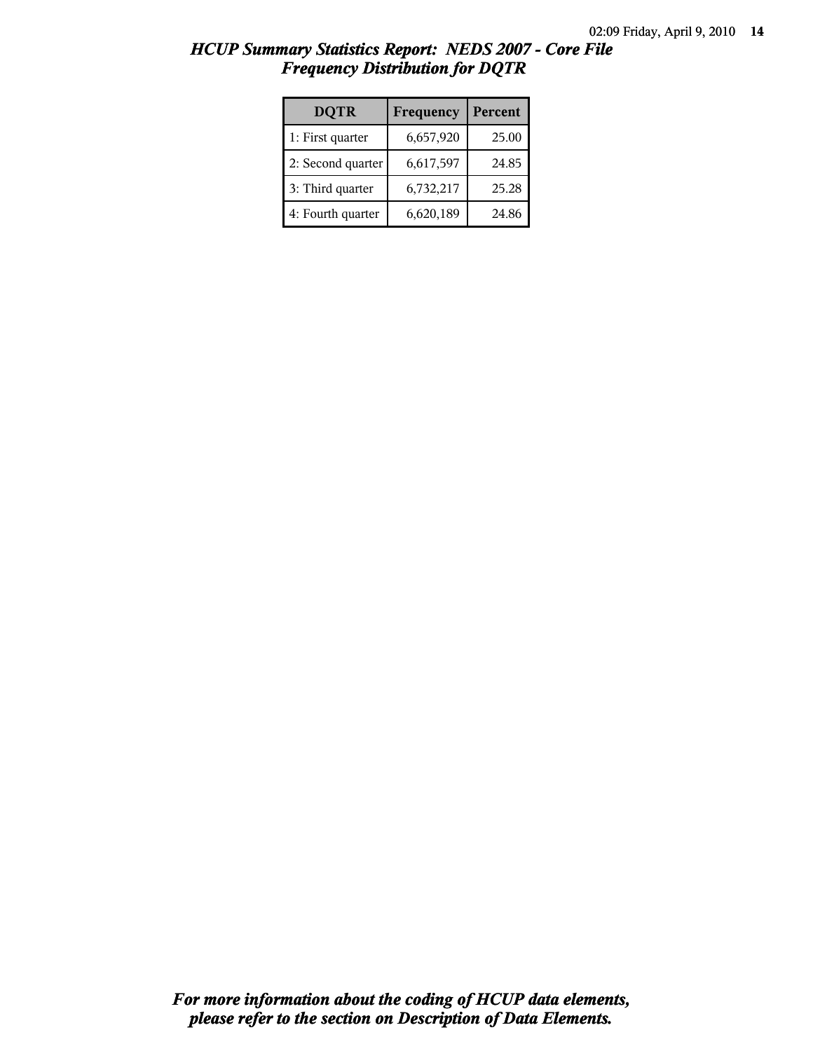# *HCUP Summary Statistics Report: NEDS 2007 - Core File*
## *Frequency Distribution for DQTR*

| DQTR | Frequency | Percent |
|---|---|---|
| 1: First quarter | 6,657,920 | 25.00 |
| 2: Second quarter | 6,617,597 | 24.85 |
| 3: Third quarter | 6,732,217 | 25.28 |
| 4: Fourth quarter | 6,620,189 | 24.86 |

***For more information about the coding of HCUP data elements, please refer to the section on Description of Data Elements.***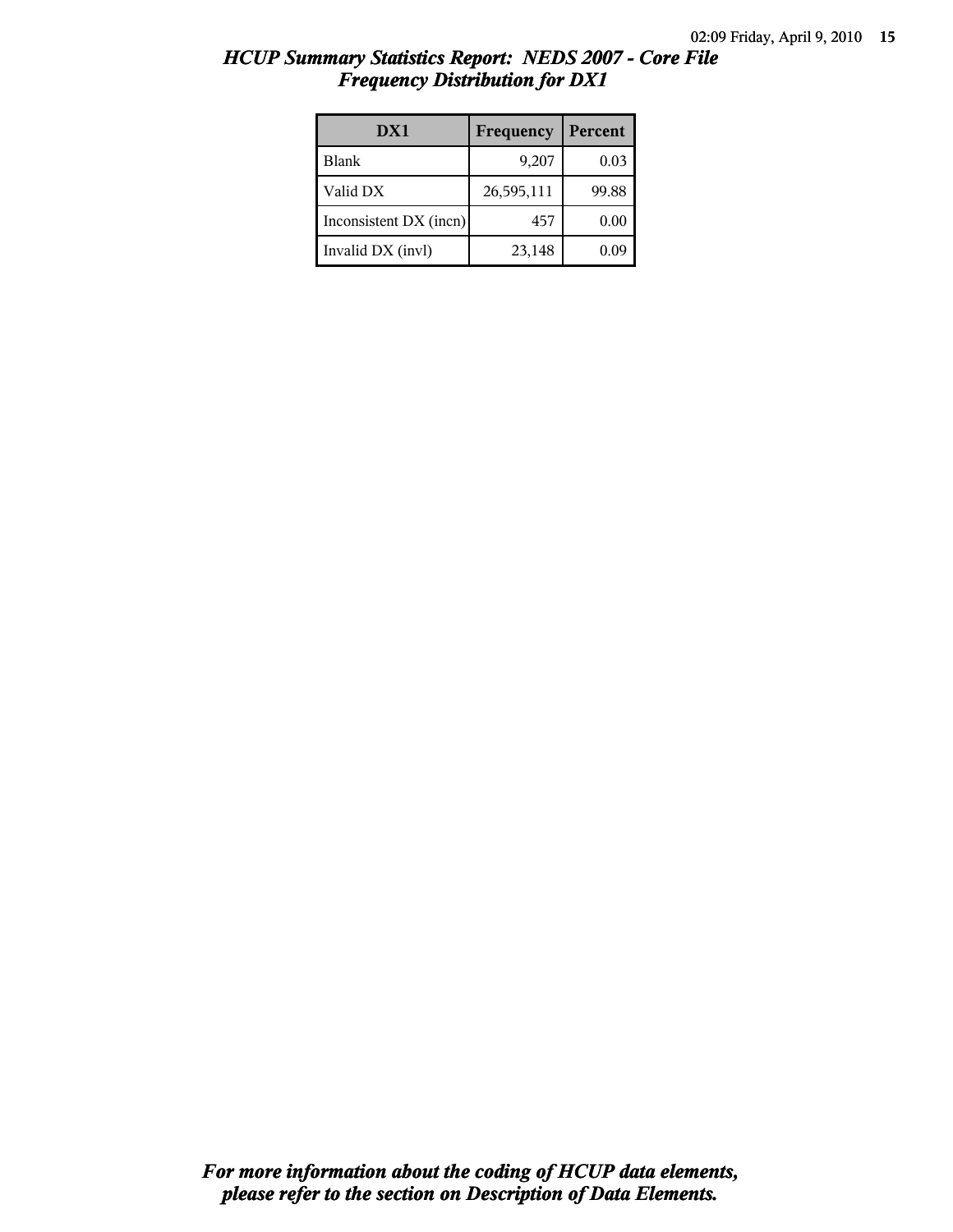## *HCUP Summary Statistics Report: NEDS 2007 - Core File*
## *Frequency Distribution for DX1*

| DX1 | Frequency | Percent |
|---|---|---|
| Blank | 9,207 | 0.03 |
| Valid DX | 26,595,111 | 99.88 |
| Inconsistent DX (incn) | 457 | 0.00 |
| Invalid DX (invl) | 23,148 | 0.09 |

***For more information about the coding of HCUP data elements, please refer to the section on Description of Data Elements.***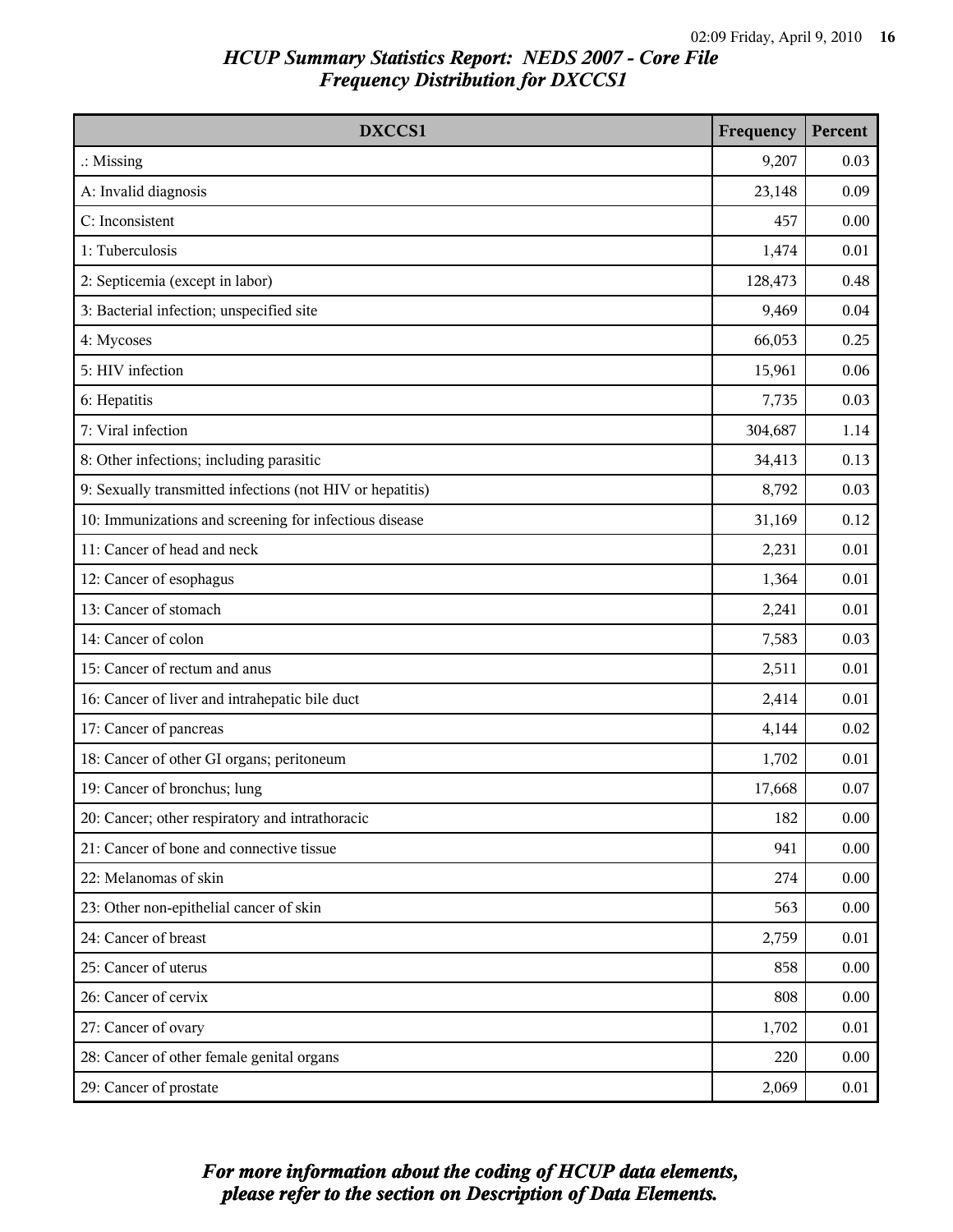## HCUP Summary Statistics Report: NEDS 2007 - Core File
## Frequency Distribution for DXCCS1

| DXCCS1 | Frequency | Percent |
|---|---|---|
| .: Missing | 9,207 | 0.03 |
| A: Invalid diagnosis | 23,148 | 0.09 |
| C: Inconsistent | 457 | 0.00 |
| 1: Tuberculosis | 1,474 | 0.01 |
| 2: Septicemia (except in labor) | 128,473 | 0.48 |
| 3: Bacterial infection; unspecified site | 9,469 | 0.04 |
| 4: Mycoses | 66,053 | 0.25 |
| 5: HIV infection | 15,961 | 0.06 |
| 6: Hepatitis | 7,735 | 0.03 |
| 7: Viral infection | 304,687 | 1.14 |
| 8: Other infections; including parasitic | 34,413 | 0.13 |
| 9: Sexually transmitted infections (not HIV or hepatitis) | 8,792 | 0.03 |
| 10: Immunizations and screening for infectious disease | 31,169 | 0.12 |
| 11: Cancer of head and neck | 2,231 | 0.01 |
| 12: Cancer of esophagus | 1,364 | 0.01 |
| 13: Cancer of stomach | 2,241 | 0.01 |
| 14: Cancer of colon | 7,583 | 0.03 |
| 15: Cancer of rectum and anus | 2,511 | 0.01 |
| 16: Cancer of liver and intrahepatic bile duct | 2,414 | 0.01 |
| 17: Cancer of pancreas | 4,144 | 0.02 |
| 18: Cancer of other GI organs; peritoneum | 1,702 | 0.01 |
| 19: Cancer of bronchus; lung | 17,668 | 0.07 |
| 20: Cancer; other respiratory and intrathoracic | 182 | 0.00 |
| 21: Cancer of bone and connective tissue | 941 | 0.00 |
| 22: Melanomas of skin | 274 | 0.00 |
| 23: Other non-epithelial cancer of skin | 563 | 0.00 |
| 24: Cancer of breast | 2,759 | 0.01 |
| 25: Cancer of uterus | 858 | 0.00 |
| 26: Cancer of cervix | 808 | 0.00 |
| 27: Cancer of ovary | 1,702 | 0.01 |
| 28: Cancer of other female genital organs | 220 | 0.00 |
| 29: Cancer of prostate | 2,069 | 0.01 |

*For more information about the coding of HCUP data elements, please refer to the section on Description of Data Elements.*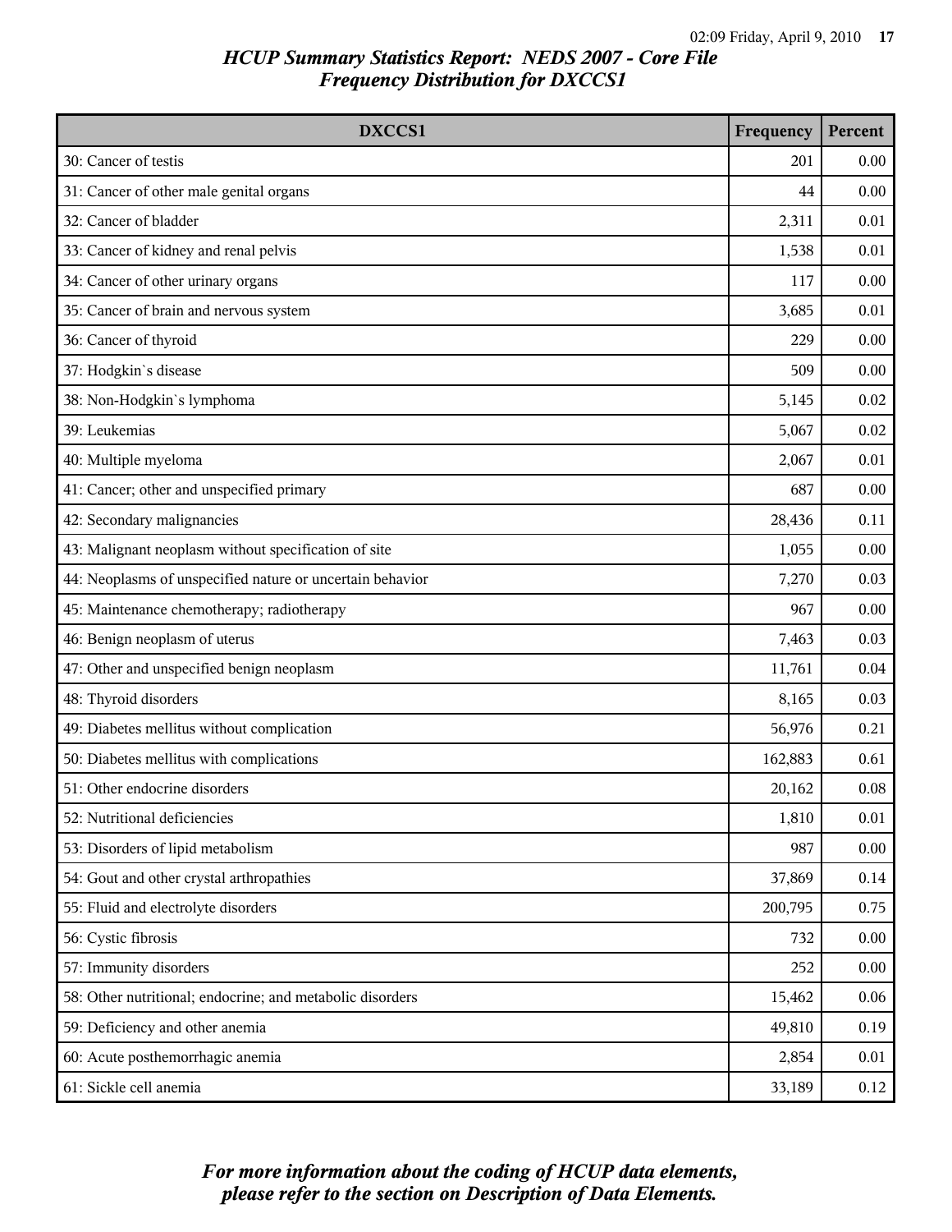*HCUP Summary Statistics Report: NEDS 2007 - Core File*
*Frequency Distribution for DXCCS1*

| DXCCS1 | Frequency | Percent |
|---|---|---|
| 30: Cancer of testis | 201 | 0.00 |
| 31: Cancer of other male genital organs | 44 | 0.00 |
| 32: Cancer of bladder | 2,311 | 0.01 |
| 33: Cancer of kidney and renal pelvis | 1,538 | 0.01 |
| 34: Cancer of other urinary organs | 117 | 0.00 |
| 35: Cancer of brain and nervous system | 3,685 | 0.01 |
| 36: Cancer of thyroid | 229 | 0.00 |
| 37: Hodgkin`s disease | 509 | 0.00 |
| 38: Non-Hodgkin`s lymphoma | 5,145 | 0.02 |
| 39: Leukemias | 5,067 | 0.02 |
| 40: Multiple myeloma | 2,067 | 0.01 |
| 41: Cancer; other and unspecified primary | 687 | 0.00 |
| 42: Secondary malignancies | 28,436 | 0.11 |
| 43: Malignant neoplasm without specification of site | 1,055 | 0.00 |
| 44: Neoplasms of unspecified nature or uncertain behavior | 7,270 | 0.03 |
| 45: Maintenance chemotherapy; radiotherapy | 967 | 0.00 |
| 46: Benign neoplasm of uterus | 7,463 | 0.03 |
| 47: Other and unspecified benign neoplasm | 11,761 | 0.04 |
| 48: Thyroid disorders | 8,165 | 0.03 |
| 49: Diabetes mellitus without complication | 56,976 | 0.21 |
| 50: Diabetes mellitus with complications | 162,883 | 0.61 |
| 51: Other endocrine disorders | 20,162 | 0.08 |
| 52: Nutritional deficiencies | 1,810 | 0.01 |
| 53: Disorders of lipid metabolism | 987 | 0.00 |
| 54: Gout and other crystal arthropathies | 37,869 | 0.14 |
| 55: Fluid and electrolyte disorders | 200,795 | 0.75 |
| 56: Cystic fibrosis | 732 | 0.00 |
| 57: Immunity disorders | 252 | 0.00 |
| 58: Other nutritional; endocrine; and metabolic disorders | 15,462 | 0.06 |
| 59: Deficiency and other anemia | 49,810 | 0.19 |
| 60: Acute posthemorrhagic anemia | 2,854 | 0.01 |
| 61: Sickle cell anemia | 33,189 | 0.12 |

*For more information about the coding of HCUP data elements, please refer to the section on Description of Data Elements.*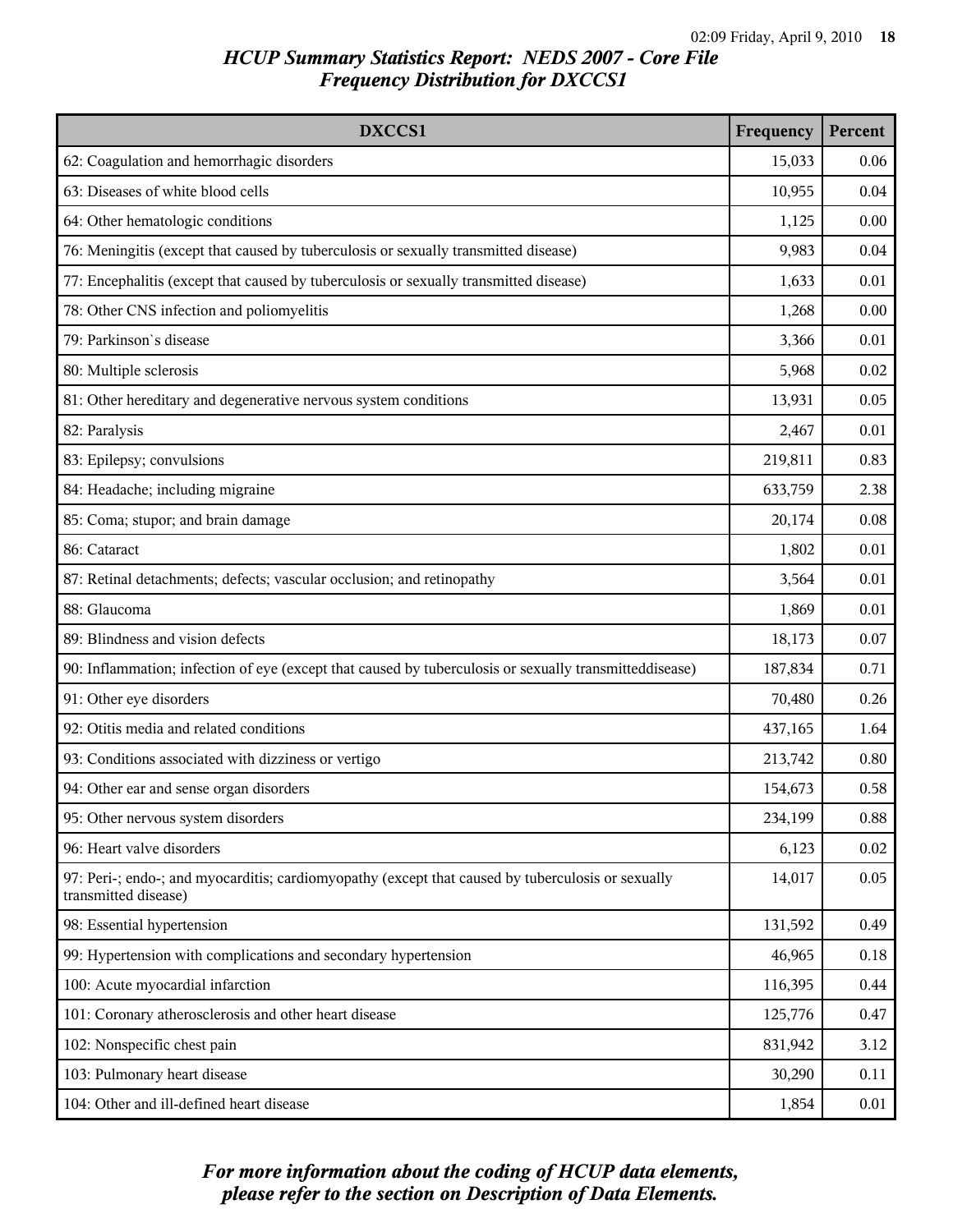# HCUP Summary Statistics Report: NEDS 2007 - Core File

## Frequency Distribution for DXCCS1

| DXCCS1 | Frequency | Percent |
|---|---|---|
| 62: Coagulation and hemorrhagic disorders | 15,033 | 0.06 |
| 63: Diseases of white blood cells | 10,955 | 0.04 |
| 64: Other hematologic conditions | 1,125 | 0.00 |
| 76: Meningitis (except that caused by tuberculosis or sexually transmitted disease) | 9,983 | 0.04 |
| 77: Encephalitis (except that caused by tuberculosis or sexually transmitted disease) | 1,633 | 0.01 |
| 78: Other CNS infection and poliomyelitis | 1,268 | 0.00 |
| 79: Parkinson`s disease | 3,366 | 0.01 |
| 80: Multiple sclerosis | 5,968 | 0.02 |
| 81: Other hereditary and degenerative nervous system conditions | 13,931 | 0.05 |
| 82: Paralysis | 2,467 | 0.01 |
| 83: Epilepsy; convulsions | 219,811 | 0.83 |
| 84: Headache; including migraine | 633,759 | 2.38 |
| 85: Coma; stupor; and brain damage | 20,174 | 0.08 |
| 86: Cataract | 1,802 | 0.01 |
| 87: Retinal detachments; defects; vascular occlusion; and retinopathy | 3,564 | 0.01 |
| 88: Glaucoma | 1,869 | 0.01 |
| 89: Blindness and vision defects | 18,173 | 0.07 |
| 90: Inflammation; infection of eye (except that caused by tuberculosis or sexually transmitteddisease) | 187,834 | 0.71 |
| 91: Other eye disorders | 70,480 | 0.26 |
| 92: Otitis media and related conditions | 437,165 | 1.64 |
| 93: Conditions associated with dizziness or vertigo | 213,742 | 0.80 |
| 94: Other ear and sense organ disorders | 154,673 | 0.58 |
| 95: Other nervous system disorders | 234,199 | 0.88 |
| 96: Heart valve disorders | 6,123 | 0.02 |
| 97: Peri-; endo-; and myocarditis; cardiomyopathy (except that caused by tuberculosis or sexually transmitted disease) | 14,017 | 0.05 |
| 98: Essential hypertension | 131,592 | 0.49 |
| 99: Hypertension with complications and secondary hypertension | 46,965 | 0.18 |
| 100: Acute myocardial infarction | 116,395 | 0.44 |
| 101: Coronary atherosclerosis and other heart disease | 125,776 | 0.47 |
| 102: Nonspecific chest pain | 831,942 | 3.12 |
| 103: Pulmonary heart disease | 30,290 | 0.11 |
| 104: Other and ill-defined heart disease | 1,854 | 0.01 |

*For more information about the coding of HCUP data elements, please refer to the section on Description of Data Elements.*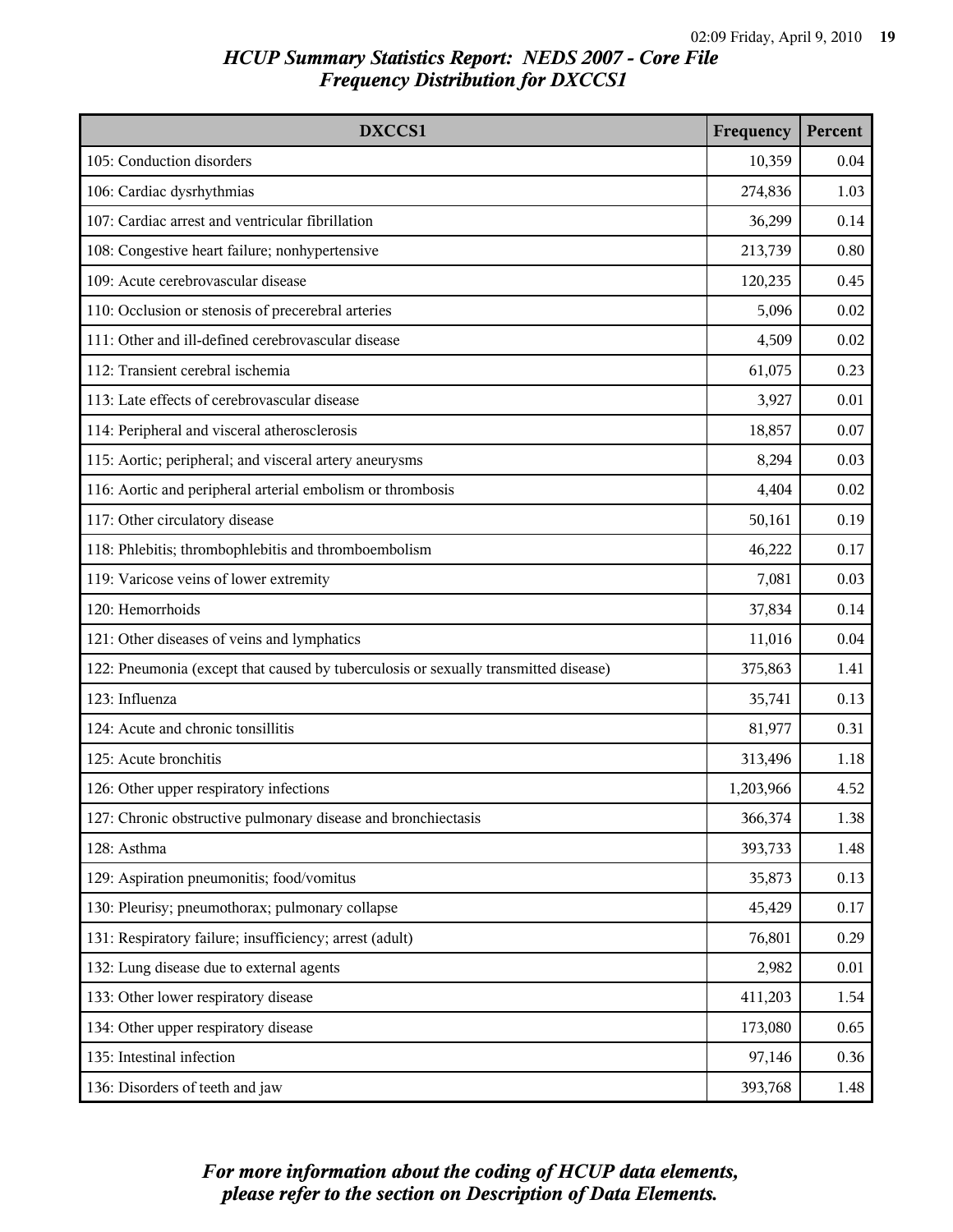# HCUP Summary Statistics Report: NEDS 2007 - Core File
## Frequency Distribution for DXCCS1

| DXCCS1 | Frequency | Percent |
|---|---|---|
| 105: Conduction disorders | 10,359 | 0.04 |
| 106: Cardiac dysrhythmias | 274,836 | 1.03 |
| 107: Cardiac arrest and ventricular fibrillation | 36,299 | 0.14 |
| 108: Congestive heart failure; nonhypertensive | 213,739 | 0.80 |
| 109: Acute cerebrovascular disease | 120,235 | 0.45 |
| 110: Occlusion or stenosis of precerebral arteries | 5,096 | 0.02 |
| 111: Other and ill-defined cerebrovascular disease | 4,509 | 0.02 |
| 112: Transient cerebral ischemia | 61,075 | 0.23 |
| 113: Late effects of cerebrovascular disease | 3,927 | 0.01 |
| 114: Peripheral and visceral atherosclerosis | 18,857 | 0.07 |
| 115: Aortic; peripheral; and visceral artery aneurysms | 8,294 | 0.03 |
| 116: Aortic and peripheral arterial embolism or thrombosis | 4,404 | 0.02 |
| 117: Other circulatory disease | 50,161 | 0.19 |
| 118: Phlebitis; thrombophlebitis and thromboembolism | 46,222 | 0.17 |
| 119: Varicose veins of lower extremity | 7,081 | 0.03 |
| 120: Hemorrhoids | 37,834 | 0.14 |
| 121: Other diseases of veins and lymphatics | 11,016 | 0.04 |
| 122: Pneumonia (except that caused by tuberculosis or sexually transmitted disease) | 375,863 | 1.41 |
| 123: Influenza | 35,741 | 0.13 |
| 124: Acute and chronic tonsillitis | 81,977 | 0.31 |
| 125: Acute bronchitis | 313,496 | 1.18 |
| 126: Other upper respiratory infections | 1,203,966 | 4.52 |
| 127: Chronic obstructive pulmonary disease and bronchiectasis | 366,374 | 1.38 |
| 128: Asthma | 393,733 | 1.48 |
| 129: Aspiration pneumonitis; food/vomitus | 35,873 | 0.13 |
| 130: Pleurisy; pneumothorax; pulmonary collapse | 45,429 | 0.17 |
| 131: Respiratory failure; insufficiency; arrest (adult) | 76,801 | 0.29 |
| 132: Lung disease due to external agents | 2,982 | 0.01 |
| 133: Other lower respiratory disease | 411,203 | 1.54 |
| 134: Other upper respiratory disease | 173,080 | 0.65 |
| 135: Intestinal infection | 97,146 | 0.36 |
| 136: Disorders of teeth and jaw | 393,768 | 1.48 |

*For more information about the coding of HCUP data elements, please refer to the section on Description of Data Elements.*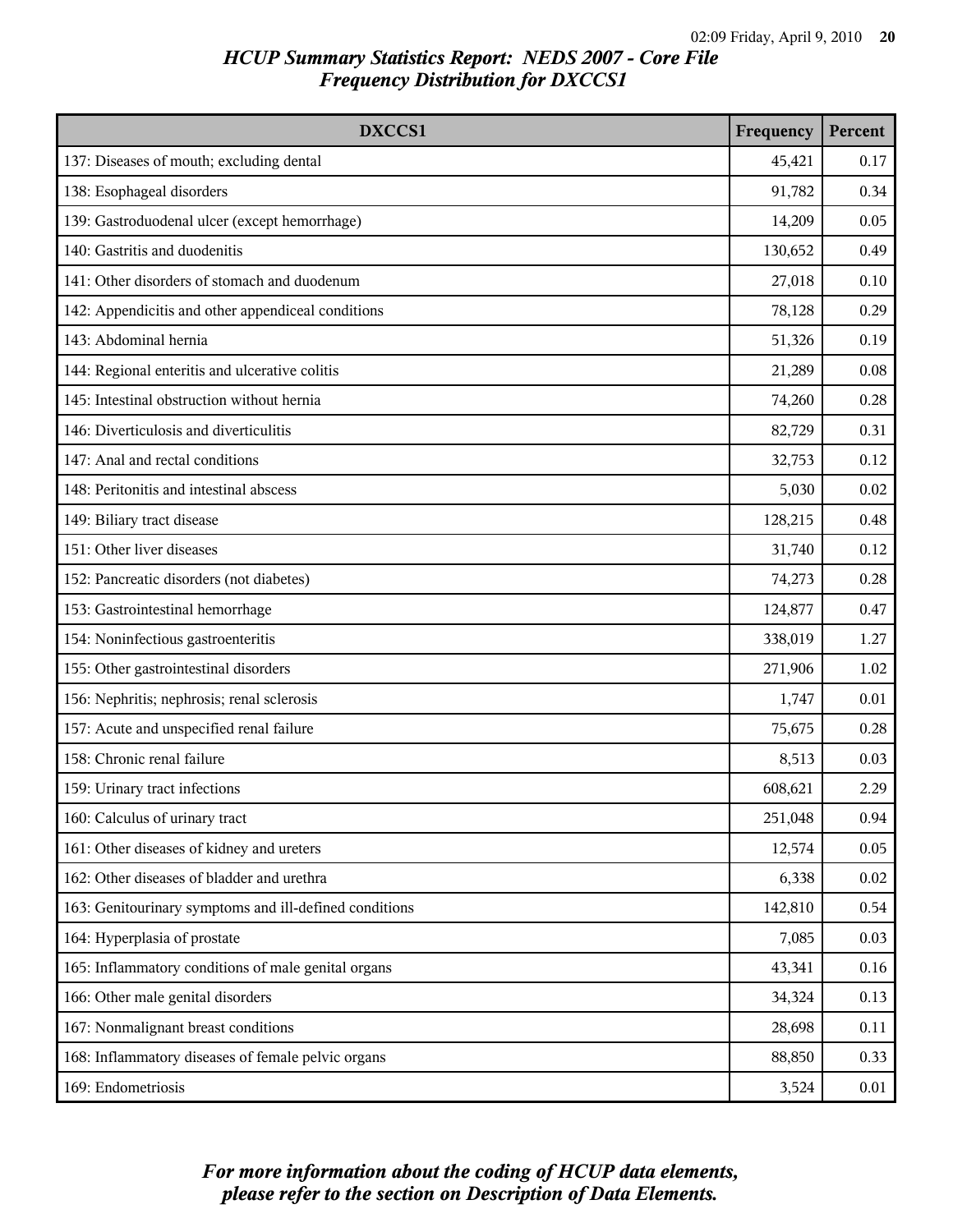# HCUP Summary Statistics Report: NEDS 2007 - Core File
## Frequency Distribution for DXCCS1

| DXCCS1 | Frequency | Percent |
|---|---|---|
| 137: Diseases of mouth; excluding dental | 45,421 | 0.17 |
| 138: Esophageal disorders | 91,782 | 0.34 |
| 139: Gastroduodenal ulcer (except hemorrhage) | 14,209 | 0.05 |
| 140: Gastritis and duodenitis | 130,652 | 0.49 |
| 141: Other disorders of stomach and duodenum | 27,018 | 0.10 |
| 142: Appendicitis and other appendiceal conditions | 78,128 | 0.29 |
| 143: Abdominal hernia | 51,326 | 0.19 |
| 144: Regional enteritis and ulcerative colitis | 21,289 | 0.08 |
| 145: Intestinal obstruction without hernia | 74,260 | 0.28 |
| 146: Diverticulosis and diverticulitis | 82,729 | 0.31 |
| 147: Anal and rectal conditions | 32,753 | 0.12 |
| 148: Peritonitis and intestinal abscess | 5,030 | 0.02 |
| 149: Biliary tract disease | 128,215 | 0.48 |
| 151: Other liver diseases | 31,740 | 0.12 |
| 152: Pancreatic disorders (not diabetes) | 74,273 | 0.28 |
| 153: Gastrointestinal hemorrhage | 124,877 | 0.47 |
| 154: Noninfectious gastroenteritis | 338,019 | 1.27 |
| 155: Other gastrointestinal disorders | 271,906 | 1.02 |
| 156: Nephritis; nephrosis; renal sclerosis | 1,747 | 0.01 |
| 157: Acute and unspecified renal failure | 75,675 | 0.28 |
| 158: Chronic renal failure | 8,513 | 0.03 |
| 159: Urinary tract infections | 608,621 | 2.29 |
| 160: Calculus of urinary tract | 251,048 | 0.94 |
| 161: Other diseases of kidney and ureters | 12,574 | 0.05 |
| 162: Other diseases of bladder and urethra | 6,338 | 0.02 |
| 163: Genitourinary symptoms and ill-defined conditions | 142,810 | 0.54 |
| 164: Hyperplasia of prostate | 7,085 | 0.03 |
| 165: Inflammatory conditions of male genital organs | 43,341 | 0.16 |
| 166: Other male genital disorders | 34,324 | 0.13 |
| 167: Nonmalignant breast conditions | 28,698 | 0.11 |
| 168: Inflammatory diseases of female pelvic organs | 88,850 | 0.33 |
| 169: Endometriosis | 3,524 | 0.01 |

*For more information about the coding of HCUP data elements, please refer to the section on Description of Data Elements.*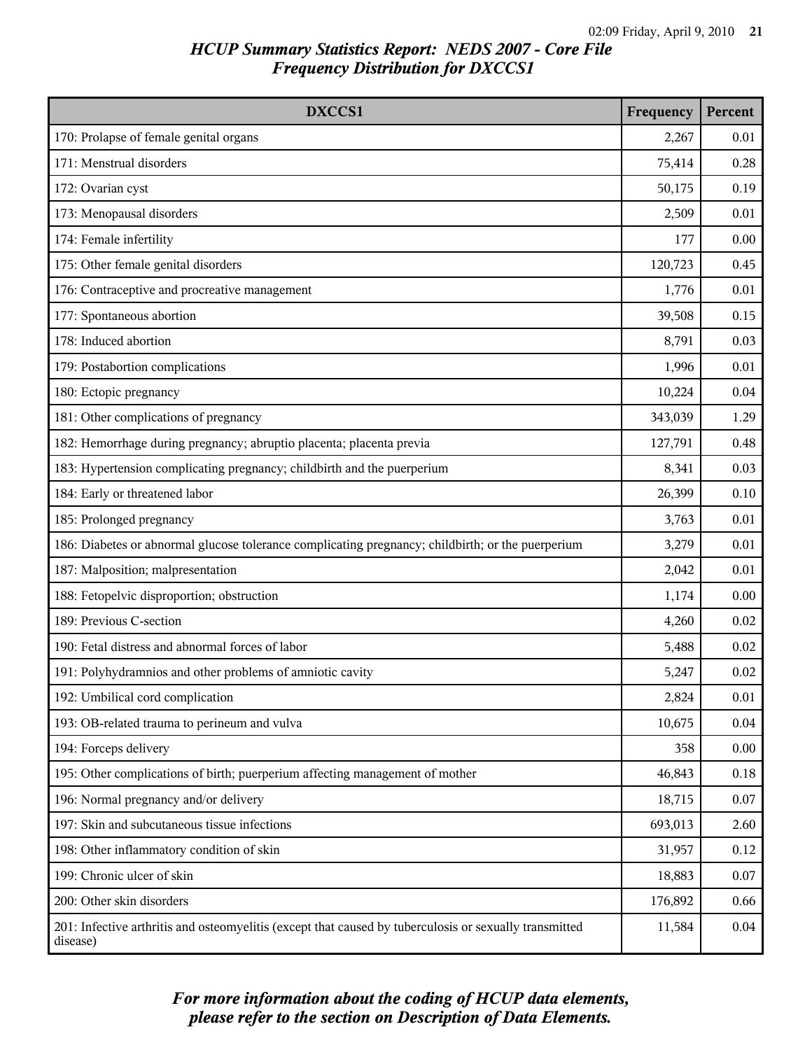# HCUP Summary Statistics Report: NEDS 2007 - Core File
## Frequency Distribution for DXCCS1

| DXCCS1 | Frequency | Percent |
|---|---|---|
| 170: Prolapse of female genital organs | 2,267 | 0.01 |
| 171: Menstrual disorders | 75,414 | 0.28 |
| 172: Ovarian cyst | 50,175 | 0.19 |
| 173: Menopausal disorders | 2,509 | 0.01 |
| 174: Female infertility | 177 | 0.00 |
| 175: Other female genital disorders | 120,723 | 0.45 |
| 176: Contraceptive and procreative management | 1,776 | 0.01 |
| 177: Spontaneous abortion | 39,508 | 0.15 |
| 178: Induced abortion | 8,791 | 0.03 |
| 179: Postabortion complications | 1,996 | 0.01 |
| 180: Ectopic pregnancy | 10,224 | 0.04 |
| 181: Other complications of pregnancy | 343,039 | 1.29 |
| 182: Hemorrhage during pregnancy; abruptio placenta; placenta previa | 127,791 | 0.48 |
| 183: Hypertension complicating pregnancy; childbirth and the puerperium | 8,341 | 0.03 |
| 184: Early or threatened labor | 26,399 | 0.10 |
| 185: Prolonged pregnancy | 3,763 | 0.01 |
| 186: Diabetes or abnormal glucose tolerance complicating pregnancy; childbirth; or the puerperium | 3,279 | 0.01 |
| 187: Malposition; malpresentation | 2,042 | 0.01 |
| 188: Fetopelvic disproportion; obstruction | 1,174 | 0.00 |
| 189: Previous C-section | 4,260 | 0.02 |
| 190: Fetal distress and abnormal forces of labor | 5,488 | 0.02 |
| 191: Polyhydramnios and other problems of amniotic cavity | 5,247 | 0.02 |
| 192: Umbilical cord complication | 2,824 | 0.01 |
| 193: OB-related trauma to perineum and vulva | 10,675 | 0.04 |
| 194: Forceps delivery | 358 | 0.00 |
| 195: Other complications of birth; puerperium affecting management of mother | 46,843 | 0.18 |
| 196: Normal pregnancy and/or delivery | 18,715 | 0.07 |
| 197: Skin and subcutaneous tissue infections | 693,013 | 2.60 |
| 198: Other inflammatory condition of skin | 31,957 | 0.12 |
| 199: Chronic ulcer of skin | 18,883 | 0.07 |
| 200: Other skin disorders | 176,892 | 0.66 |
| 201: Infective arthritis and osteomyelitis (except that caused by tuberculosis or sexually transmitted disease) | 11,584 | 0.04 |

*For more information about the coding of HCUP data elements, please refer to the section on Description of Data Elements.*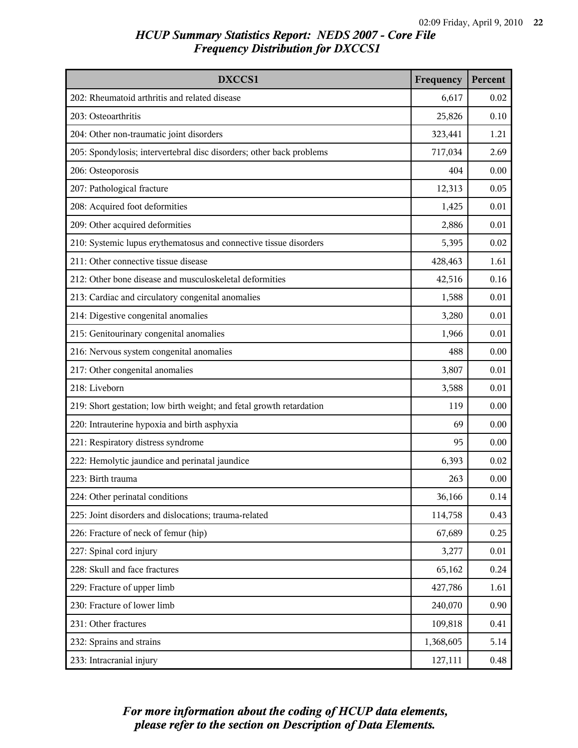# HCUP Summary Statistics Report: NEDS 2007 - Core File
## Frequency Distribution for DXCCS1

| DXCCS1 | Frequency | Percent |
|---|---|---|
| 202: Rheumatoid arthritis and related disease | 6,617 | 0.02 |
| 203: Osteoarthritis | 25,826 | 0.10 |
| 204: Other non-traumatic joint disorders | 323,441 | 1.21 |
| 205: Spondylosis; intervertebral disc disorders; other back problems | 717,034 | 2.69 |
| 206: Osteoporosis | 404 | 0.00 |
| 207: Pathological fracture | 12,313 | 0.05 |
| 208: Acquired foot deformities | 1,425 | 0.01 |
| 209: Other acquired deformities | 2,886 | 0.01 |
| 210: Systemic lupus erythematosus and connective tissue disorders | 5,395 | 0.02 |
| 211: Other connective tissue disease | 428,463 | 1.61 |
| 212: Other bone disease and musculoskeletal deformities | 42,516 | 0.16 |
| 213: Cardiac and circulatory congenital anomalies | 1,588 | 0.01 |
| 214: Digestive congenital anomalies | 3,280 | 0.01 |
| 215: Genitourinary congenital anomalies | 1,966 | 0.01 |
| 216: Nervous system congenital anomalies | 488 | 0.00 |
| 217: Other congenital anomalies | 3,807 | 0.01 |
| 218: Liveborn | 3,588 | 0.01 |
| 219: Short gestation; low birth weight; and fetal growth retardation | 119 | 0.00 |
| 220: Intrauterine hypoxia and birth asphyxia | 69 | 0.00 |
| 221: Respiratory distress syndrome | 95 | 0.00 |
| 222: Hemolytic jaundice and perinatal jaundice | 6,393 | 0.02 |
| 223: Birth trauma | 263 | 0.00 |
| 224: Other perinatal conditions | 36,166 | 0.14 |
| 225: Joint disorders and dislocations; trauma-related | 114,758 | 0.43 |
| 226: Fracture of neck of femur (hip) | 67,689 | 0.25 |
| 227: Spinal cord injury | 3,277 | 0.01 |
| 228: Skull and face fractures | 65,162 | 0.24 |
| 229: Fracture of upper limb | 427,786 | 1.61 |
| 230: Fracture of lower limb | 240,070 | 0.90 |
| 231: Other fractures | 109,818 | 0.41 |
| 232: Sprains and strains | 1,368,605 | 5.14 |
| 233: Intracranial injury | 127,111 | 0.48 |

*For more information about the coding of HCUP data elements, please refer to the section on Description of Data Elements.*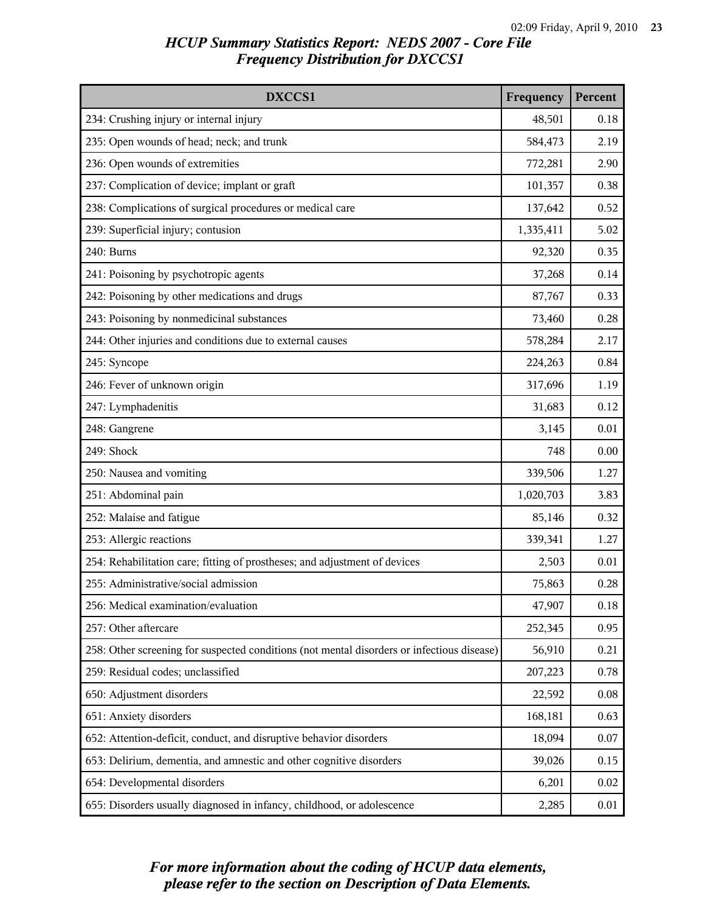# HCUP Summary Statistics Report: NEDS 2007 - Core File
## Frequency Distribution for DXCCS1

| DXCCS1 | Frequency | Percent |
|---|---|---|
| 234: Crushing injury or internal injury | 48,501 | 0.18 |
| 235: Open wounds of head; neck; and trunk | 584,473 | 2.19 |
| 236: Open wounds of extremities | 772,281 | 2.90 |
| 237: Complication of device; implant or graft | 101,357 | 0.38 |
| 238: Complications of surgical procedures or medical care | 137,642 | 0.52 |
| 239: Superficial injury; contusion | 1,335,411 | 5.02 |
| 240: Burns | 92,320 | 0.35 |
| 241: Poisoning by psychotropic agents | 37,268 | 0.14 |
| 242: Poisoning by other medications and drugs | 87,767 | 0.33 |
| 243: Poisoning by nonmedicinal substances | 73,460 | 0.28 |
| 244: Other injuries and conditions due to external causes | 578,284 | 2.17 |
| 245: Syncope | 224,263 | 0.84 |
| 246: Fever of unknown origin | 317,696 | 1.19 |
| 247: Lymphadenitis | 31,683 | 0.12 |
| 248: Gangrene | 3,145 | 0.01 |
| 249: Shock | 748 | 0.00 |
| 250: Nausea and vomiting | 339,506 | 1.27 |
| 251: Abdominal pain | 1,020,703 | 3.83 |
| 252: Malaise and fatigue | 85,146 | 0.32 |
| 253: Allergic reactions | 339,341 | 1.27 |
| 254: Rehabilitation care; fitting of prostheses; and adjustment of devices | 2,503 | 0.01 |
| 255: Administrative/social admission | 75,863 | 0.28 |
| 256: Medical examination/evaluation | 47,907 | 0.18 |
| 257: Other aftercare | 252,345 | 0.95 |
| 258: Other screening for suspected conditions (not mental disorders or infectious disease) | 56,910 | 0.21 |
| 259: Residual codes; unclassified | 207,223 | 0.78 |
| 650: Adjustment disorders | 22,592 | 0.08 |
| 651: Anxiety disorders | 168,181 | 0.63 |
| 652: Attention-deficit, conduct, and disruptive behavior disorders | 18,094 | 0.07 |
| 653: Delirium, dementia, and amnestic and other cognitive disorders | 39,026 | 0.15 |
| 654: Developmental disorders | 6,201 | 0.02 |
| 655: Disorders usually diagnosed in infancy, childhood, or adolescence | 2,285 | 0.01 |

*For more information about the coding of HCUP data elements, please refer to the section on Description of Data Elements.*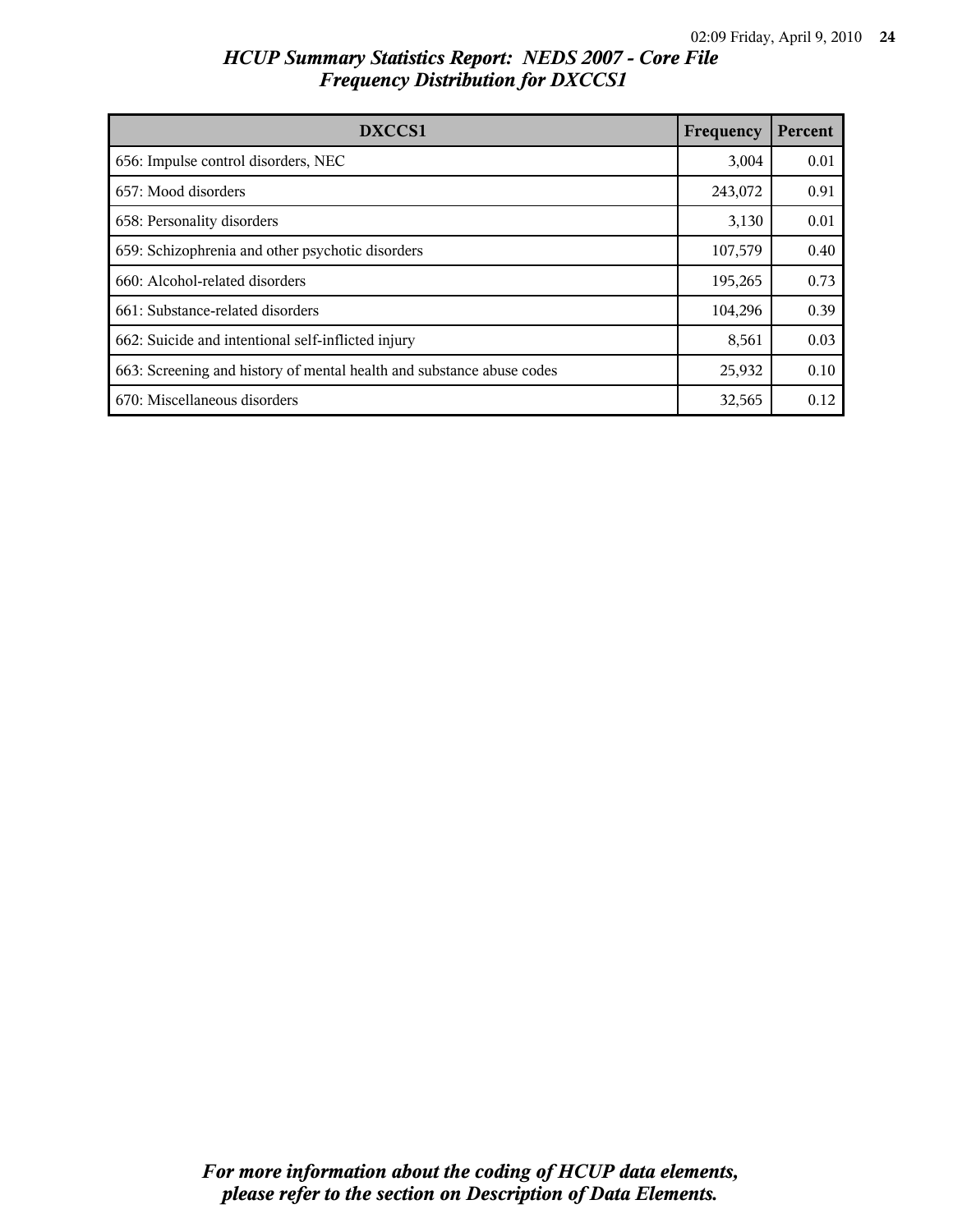# HCUP Summary Statistics Report: NEDS 2007 - Core File
## Frequency Distribution for DXCCS1

| DXCCS1 | Frequency | Percent |
|---|---|---|
| 656: Impulse control disorders, NEC | 3,004 | 0.01 |
| 657: Mood disorders | 243,072 | 0.91 |
| 658: Personality disorders | 3,130 | 0.01 |
| 659: Schizophrenia and other psychotic disorders | 107,579 | 0.40 |
| 660: Alcohol-related disorders | 195,265 | 0.73 |
| 661: Substance-related disorders | 104,296 | 0.39 |
| 662: Suicide and intentional self-inflicted injury | 8,561 | 0.03 |
| 663: Screening and history of mental health and substance abuse codes | 25,932 | 0.10 |
| 670: Miscellaneous disorders | 32,565 | 0.12 |

*For more information about the coding of HCUP data elements, please refer to the section on Description of Data Elements.*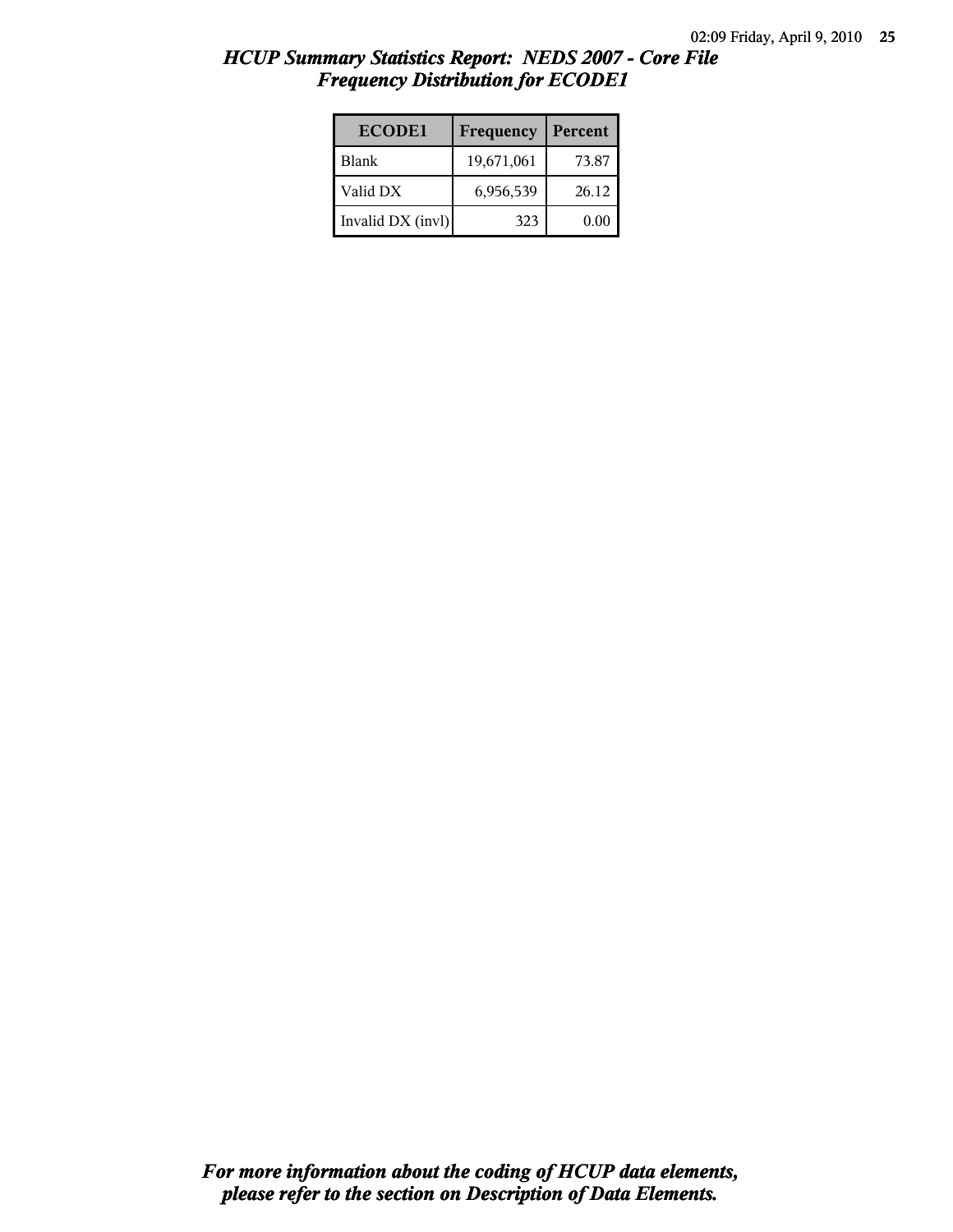## *HCUP Summary Statistics Report: NEDS 2007 - Core File*
## *Frequency Distribution for ECODE1*

| ECODE1 | Frequency | Percent |
|---|---|---|
| Blank | 19,671,061 | 73.87 |
| Valid DX | 6,956,539 | 26.12 |
| Invalid DX (invl) | 323 | 0.00 |

***For more information about the coding of HCUP data elements, please refer to the section on Description of Data Elements.***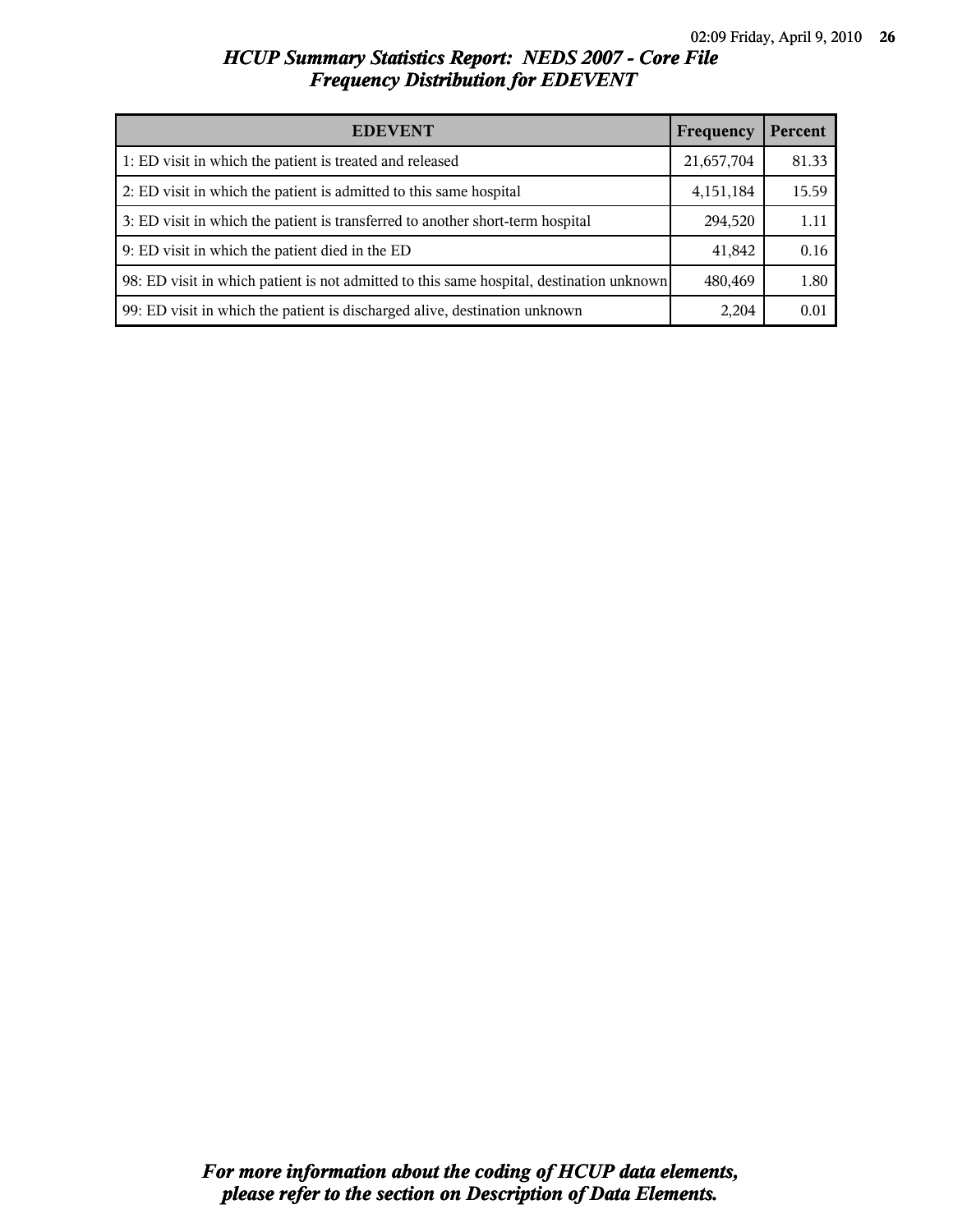# HCUP Summary Statistics Report: NEDS 2007 - Core File
## Frequency Distribution for EDEVENT

| EDEVENT | Frequency | Percent |
|---|---|---|
| 1: ED visit in which the patient is treated and released | 21,657,704 | 81.33 |
| 2: ED visit in which the patient is admitted to this same hospital | 4,151,184 | 15.59 |
| 3: ED visit in which the patient is transferred to another short-term hospital | 294,520 | 1.11 |
| 9: ED visit in which the patient died in the ED | 41,842 | 0.16 |
| 98: ED visit in which patient is not admitted to this same hospital, destination unknown | 480,469 | 1.80 |
| 99: ED visit in which the patient is discharged alive, destination unknown | 2,204 | 0.01 |

*For more information about the coding of HCUP data elements, please refer to the section on Description of Data Elements.*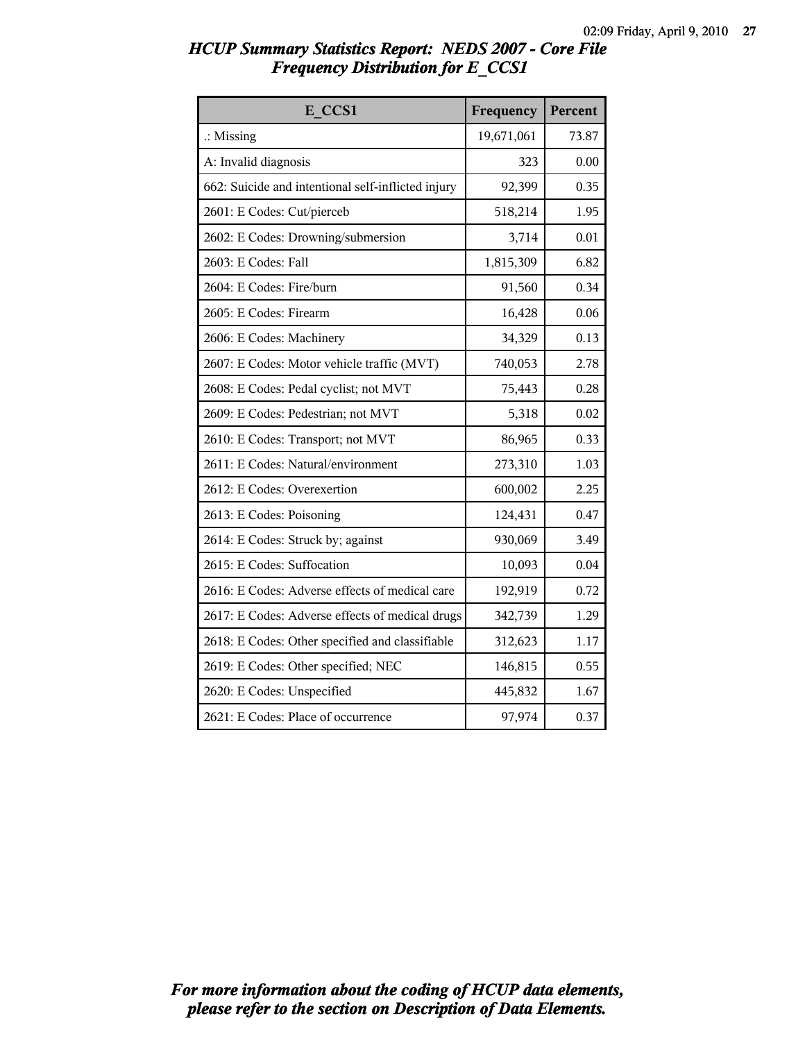# HCUP Summary Statistics Report: NEDS 2007 - Core File
## Frequency Distribution for E_CCS1

| E_CCS1 | Frequency | Percent |
|---|---|---|
| .: Missing | 19,671,061 | 73.87 |
| A: Invalid diagnosis | 323 | 0.00 |
| 662: Suicide and intentional self-inflicted injury | 92,399 | 0.35 |
| 2601: E Codes: Cut/pierceb | 518,214 | 1.95 |
| 2602: E Codes: Drowning/submersion | 3,714 | 0.01 |
| 2603: E Codes: Fall | 1,815,309 | 6.82 |
| 2604: E Codes: Fire/burn | 91,560 | 0.34 |
| 2605: E Codes: Firearm | 16,428 | 0.06 |
| 2606: E Codes: Machinery | 34,329 | 0.13 |
| 2607: E Codes: Motor vehicle traffic (MVT) | 740,053 | 2.78 |
| 2608: E Codes: Pedal cyclist; not MVT | 75,443 | 0.28 |
| 2609: E Codes: Pedestrian; not MVT | 5,318 | 0.02 |
| 2610: E Codes: Transport; not MVT | 86,965 | 0.33 |
| 2611: E Codes: Natural/environment | 273,310 | 1.03 |
| 2612: E Codes: Overexertion | 600,002 | 2.25 |
| 2613: E Codes: Poisoning | 124,431 | 0.47 |
| 2614: E Codes: Struck by; against | 930,069 | 3.49 |
| 2615: E Codes: Suffocation | 10,093 | 0.04 |
| 2616: E Codes: Adverse effects of medical care | 192,919 | 0.72 |
| 2617: E Codes: Adverse effects of medical drugs | 342,739 | 1.29 |
| 2618: E Codes: Other specified and classifiable | 312,623 | 1.17 |
| 2619: E Codes: Other specified; NEC | 146,815 | 0.55 |
| 2620: E Codes: Unspecified | 445,832 | 1.67 |
| 2621: E Codes: Place of occurrence | 97,974 | 0.37 |

*For more information about the coding of HCUP data elements, please refer to the section on Description of Data Elements.*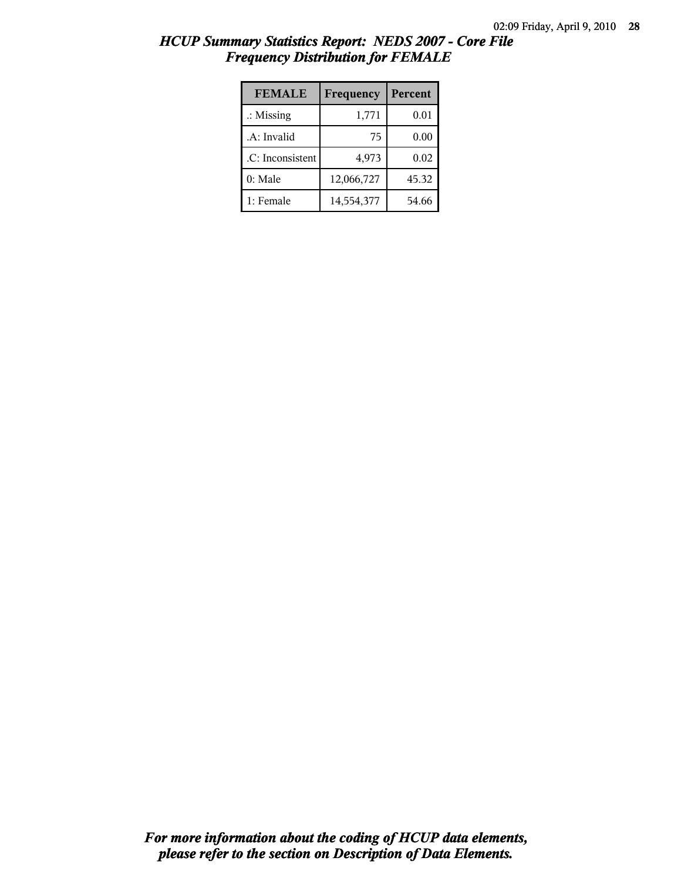# HCUP Summary Statistics Report: NEDS 2007 - Core File
## Frequency Distribution for FEMALE

| FEMALE | Frequency | Percent |
|---|---|---|
| .: Missing | 1,771 | 0.01 |
| .A: Invalid | 75 | 0.00 |
| .C: Inconsistent | 4,973 | 0.02 |
| 0: Male | 12,066,727 | 45.32 |
| 1: Female | 14,554,377 | 54.66 |

***For more information about the coding of HCUP data elements, please refer to the section on Description of Data Elements.***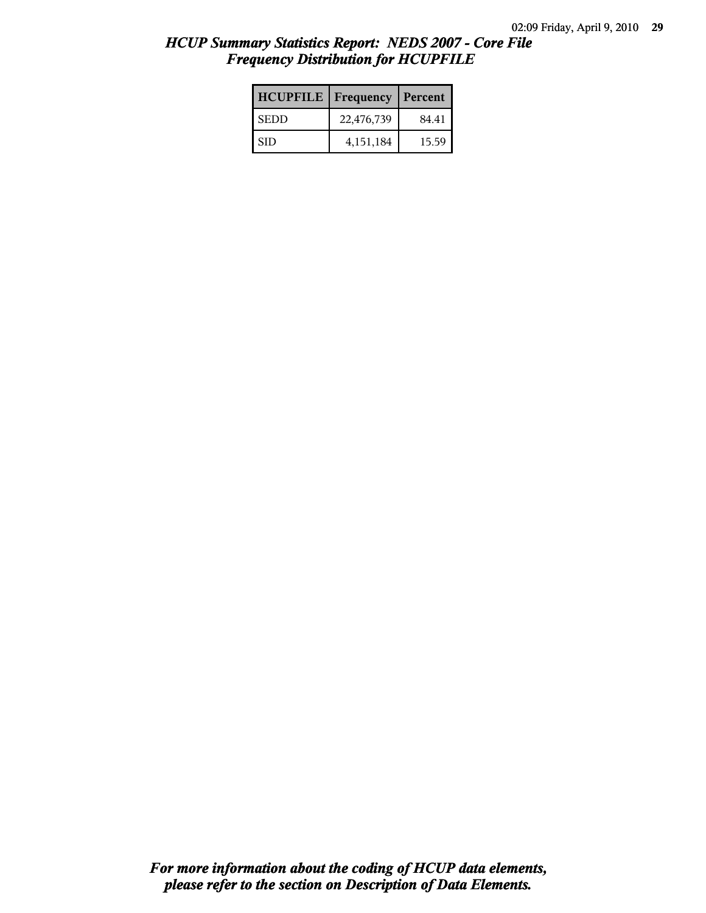*HCUP Summary Statistics Report: NEDS 2007 - Core File*
*Frequency Distribution for HCUPFILE*

| HCUPFILE | Frequency | Percent |
|---|---|---|
| SEDD | 22,476,739 | 84.41 |
| SID | 4,151,184 | 15.59 |

***For more information about the coding of HCUP data elements, please refer to the section on Description of Data Elements.***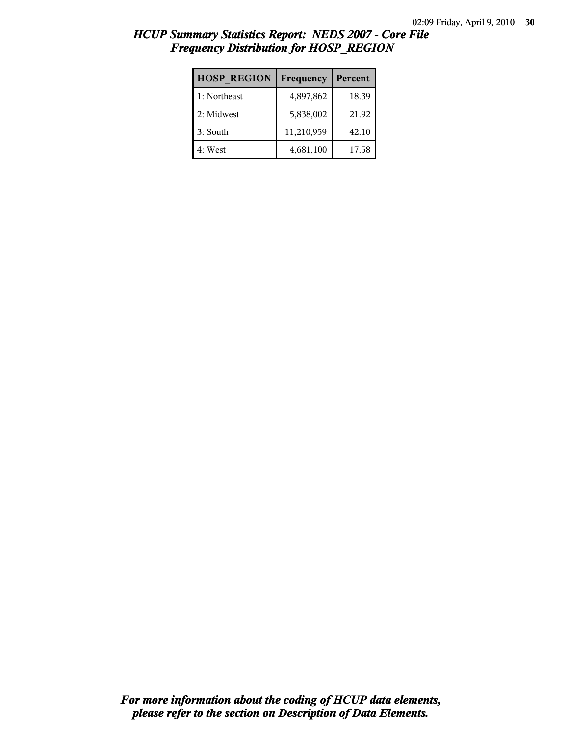## *HCUP Summary Statistics Report: NEDS 2007 - Core File*
## *Frequency Distribution for HOSP_REGION*

| HOSP_REGION | Frequency | Percent |
|---|---|---|
| 1: Northeast | 4,897,862 | 18.39 |
| 2: Midwest | 5,838,002 | 21.92 |
| 3: South | 11,210,959 | 42.10 |
| 4: West | 4,681,100 | 17.58 |

***For more information about the coding of HCUP data elements, please refer to the section on Description of Data Elements.***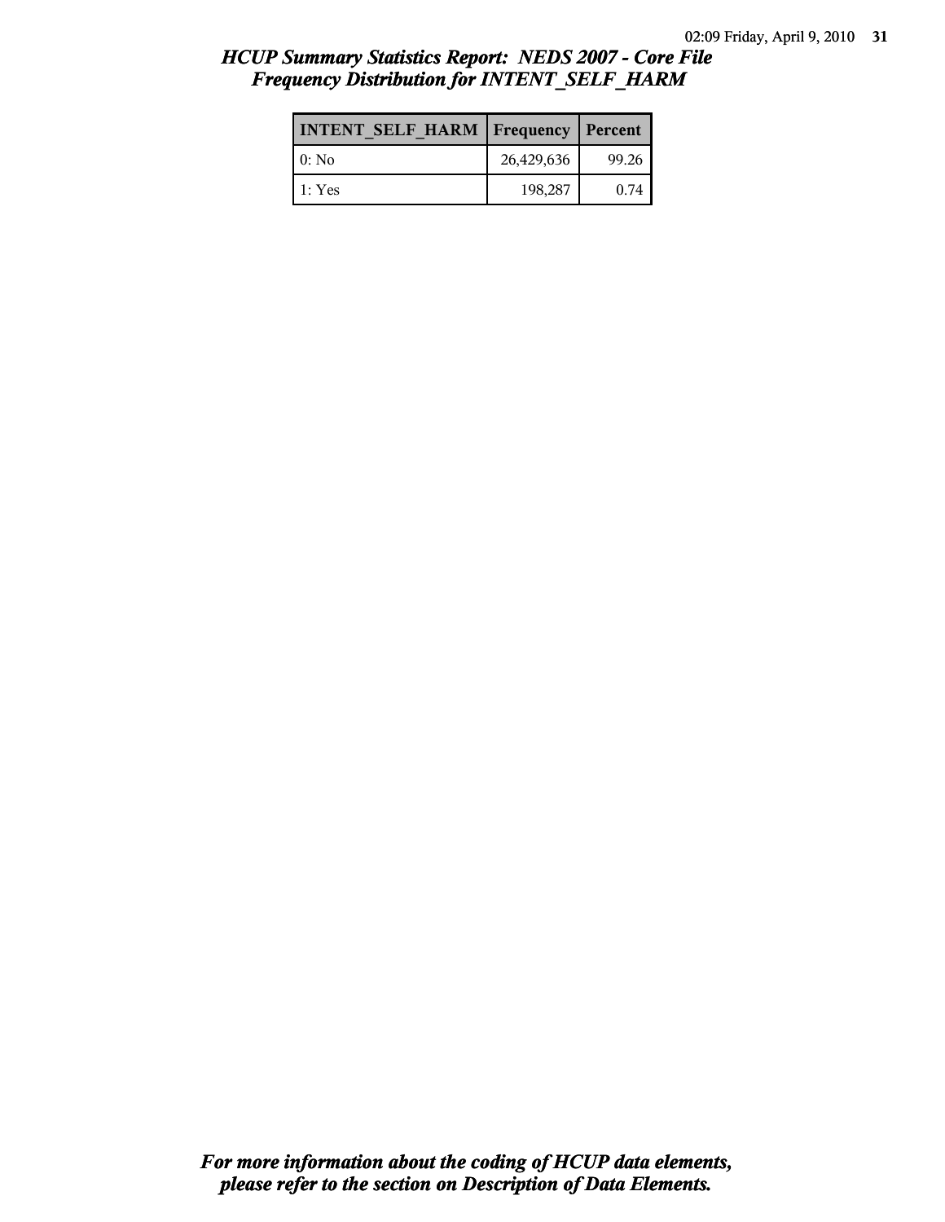# *HCUP Summary Statistics Report: NEDS 2007 - Core File*
## *Frequency Distribution for INTENT_SELF_HARM*

| INTENT_SELF_HARM | Frequency | Percent |
|---|---|---|
| 0: No | 26,429,636 | 99.26 |
| 1: Yes | 198,287 | 0.74 |

***For more information about the coding of HCUP data elements, please refer to the section on Description of Data Elements.***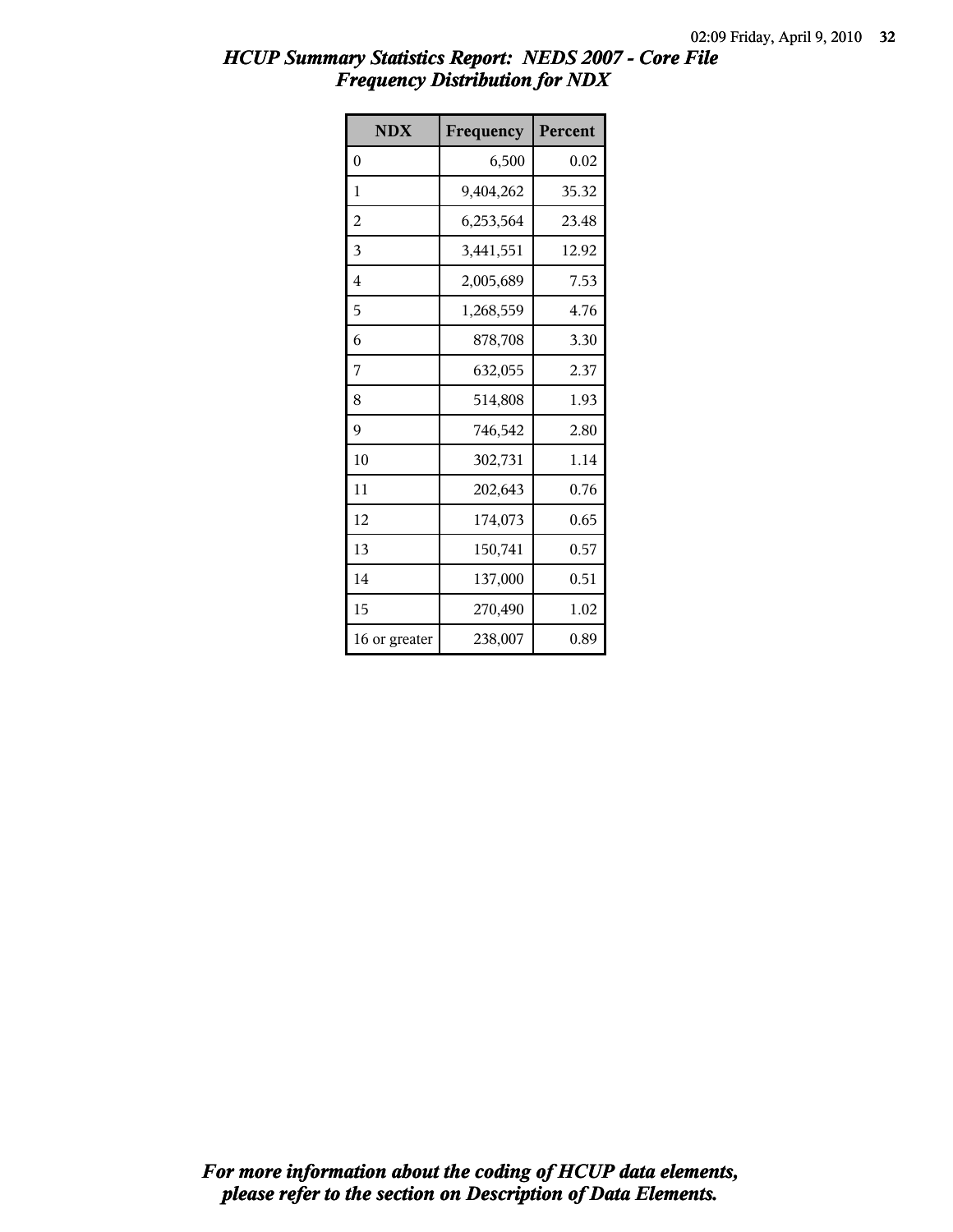## *HCUP Summary Statistics Report: NEDS 2007 - Core File*
## *Frequency Distribution for NDX*

| NDX | Frequency | Percent |
|---|---|---|
| 0 | 6,500 | 0.02 |
| 1 | 9,404,262 | 35.32 |
| 2 | 6,253,564 | 23.48 |
| 3 | 3,441,551 | 12.92 |
| 4 | 2,005,689 | 7.53 |
| 5 | 1,268,559 | 4.76 |
| 6 | 878,708 | 3.30 |
| 7 | 632,055 | 2.37 |
| 8 | 514,808 | 1.93 |
| 9 | 746,542 | 2.80 |
| 10 | 302,731 | 1.14 |
| 11 | 202,643 | 0.76 |
| 12 | 174,073 | 0.65 |
| 13 | 150,741 | 0.57 |
| 14 | 137,000 | 0.51 |
| 15 | 270,490 | 1.02 |
| 16 or greater | 238,007 | 0.89 |

***For more information about the coding of HCUP data elements, please refer to the section on Description of Data Elements.***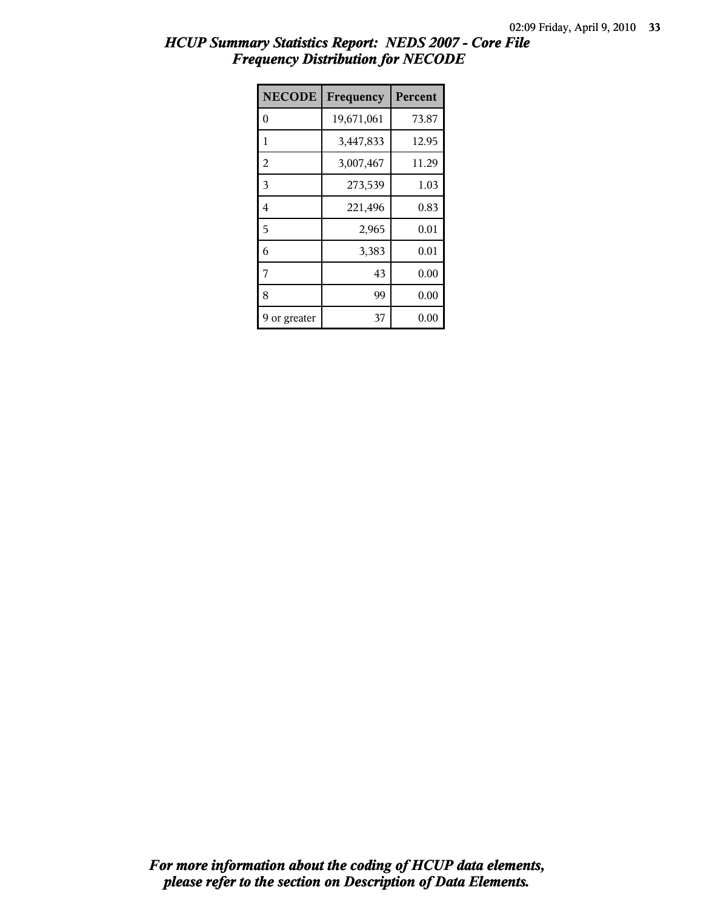# HCUP Summary Statistics Report: NEDS 2007 - Core File
## Frequency Distribution for NECODE

| NECODE | Frequency | Percent |
|---|---|---|
| 0 | 19,671,061 | 73.87 |
| 1 | 3,447,833 | 12.95 |
| 2 | 3,007,467 | 11.29 |
| 3 | 273,539 | 1.03 |
| 4 | 221,496 | 0.83 |
| 5 | 2,965 | 0.01 |
| 6 | 3,383 | 0.01 |
| 7 | 43 | 0.00 |
| 8 | 99 | 0.00 |
| 9 or greater | 37 | 0.00 |

*For more information about the coding of HCUP data elements, please refer to the section on Description of Data Elements.*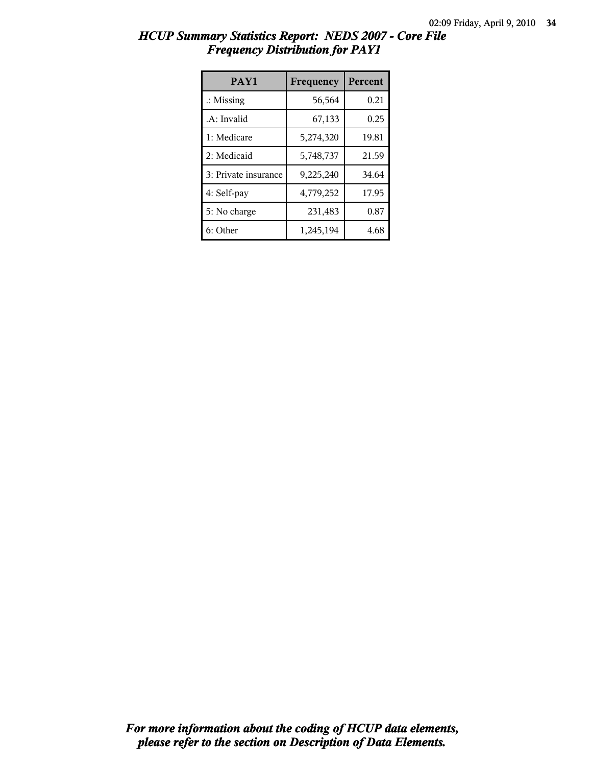## *HCUP Summary Statistics Report: NEDS 2007 - Core File*
## *Frequency Distribution for PAY1*

| PAY1 | Frequency | Percent |
|---|---|---|
| .: Missing | 56,564 | 0.21 |
| .A: Invalid | 67,133 | 0.25 |
| 1: Medicare | 5,274,320 | 19.81 |
| 2: Medicaid | 5,748,737 | 21.59 |
| 3: Private insurance | 9,225,240 | 34.64 |
| 4: Self-pay | 4,779,252 | 17.95 |
| 5: No charge | 231,483 | 0.87 |
| 6: Other | 1,245,194 | 4.68 |

***For more information about the coding of HCUP data elements, please refer to the section on Description of Data Elements.***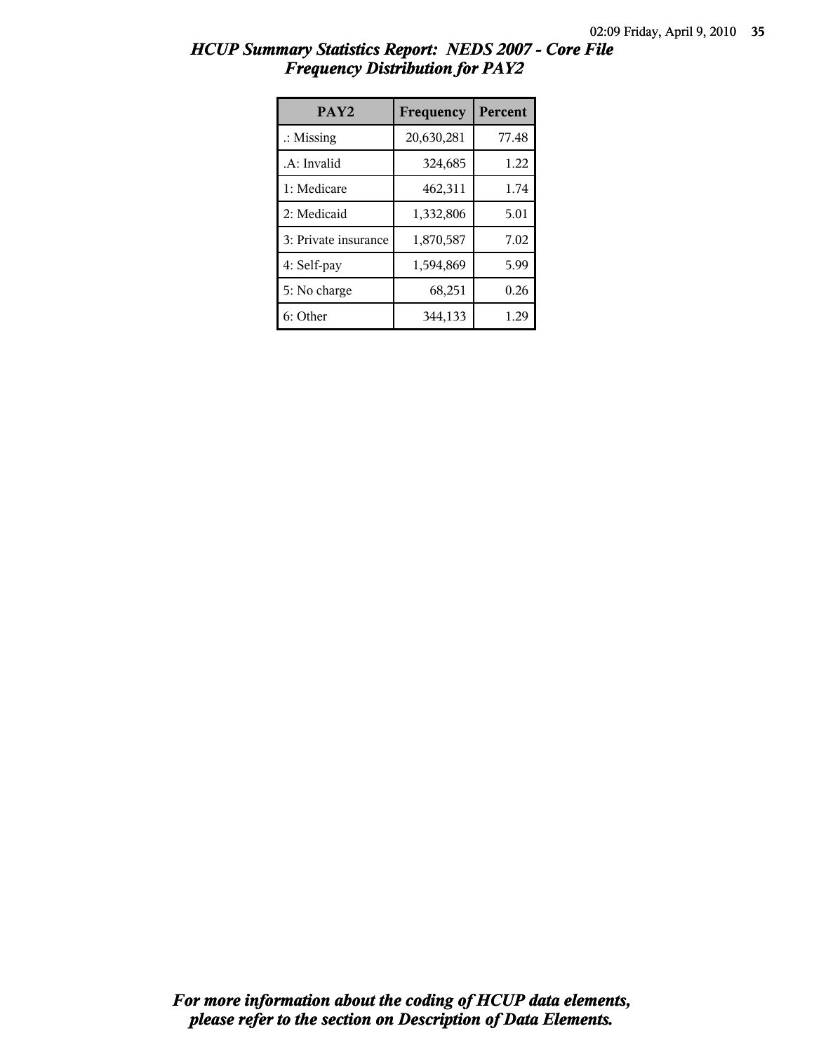# HCUP Summary Statistics Report: NEDS 2007 - Core File
## Frequency Distribution for PAY2

| PAY2 | Frequency | Percent |
|---|---|---|
| .: Missing | 20,630,281 | 77.48 |
| .A: Invalid | 324,685 | 1.22 |
| 1: Medicare | 462,311 | 1.74 |
| 2: Medicaid | 1,332,806 | 5.01 |
| 3: Private insurance | 1,870,587 | 7.02 |
| 4: Self-pay | 1,594,869 | 5.99 |
| 5: No charge | 68,251 | 0.26 |
| 6: Other | 344,133 | 1.29 |

*For more information about the coding of HCUP data elements, please refer to the section on Description of Data Elements.*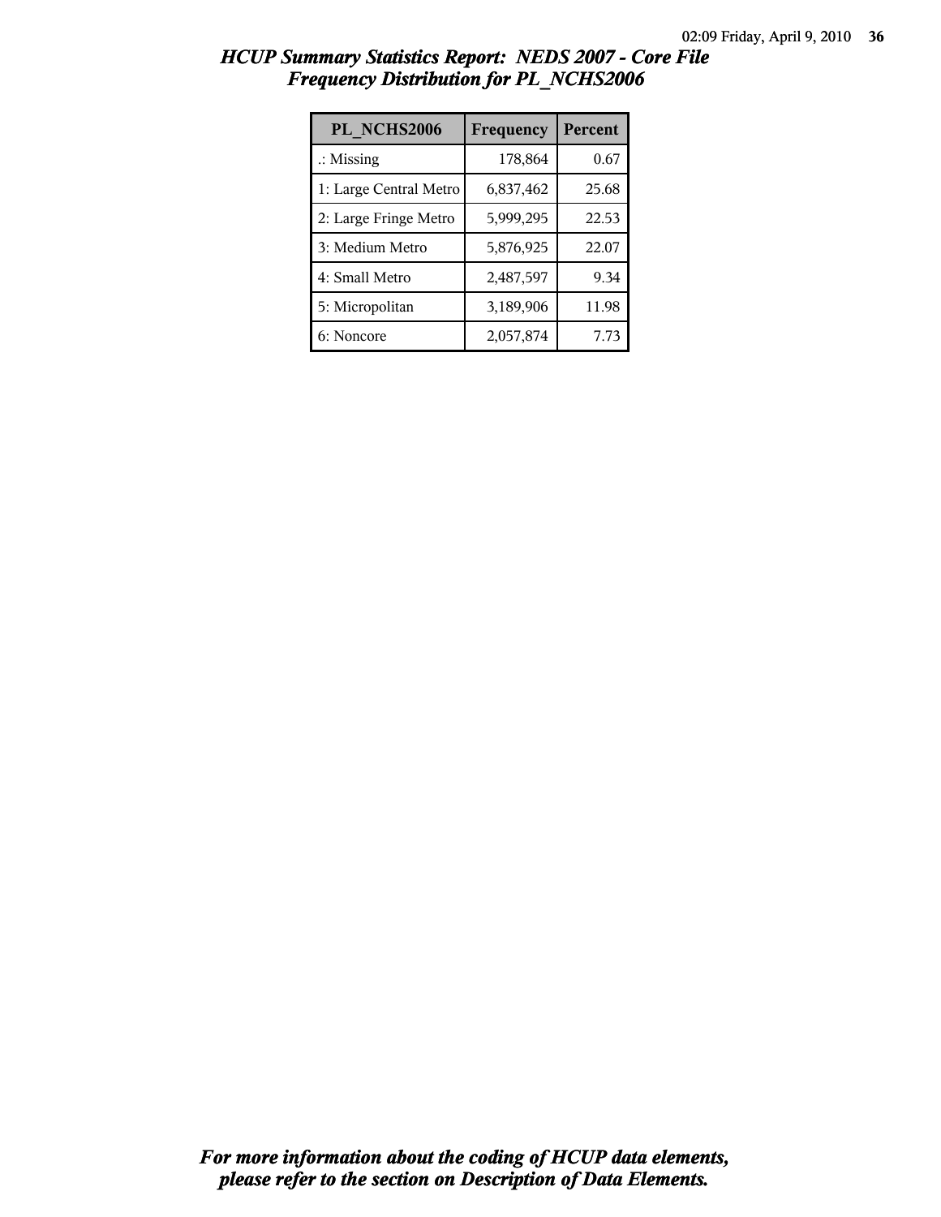# *HCUP Summary Statistics Report: NEDS 2007 - Core File*
## *Frequency Distribution for PL_NCHS2006*

| PL_NCHS2006 | Frequency | Percent |
|---|---|---|
| .: Missing | 178,864 | 0.67 |
| 1: Large Central Metro | 6,837,462 | 25.68 |
| 2: Large Fringe Metro | 5,999,295 | 22.53 |
| 3: Medium Metro | 5,876,925 | 22.07 |
| 4: Small Metro | 2,487,597 | 9.34 |
| 5: Micropolitan | 3,189,906 | 11.98 |
| 6: Noncore | 2,057,874 | 7.73 |

***For more information about the coding of HCUP data elements, please refer to the section on Description of Data Elements.***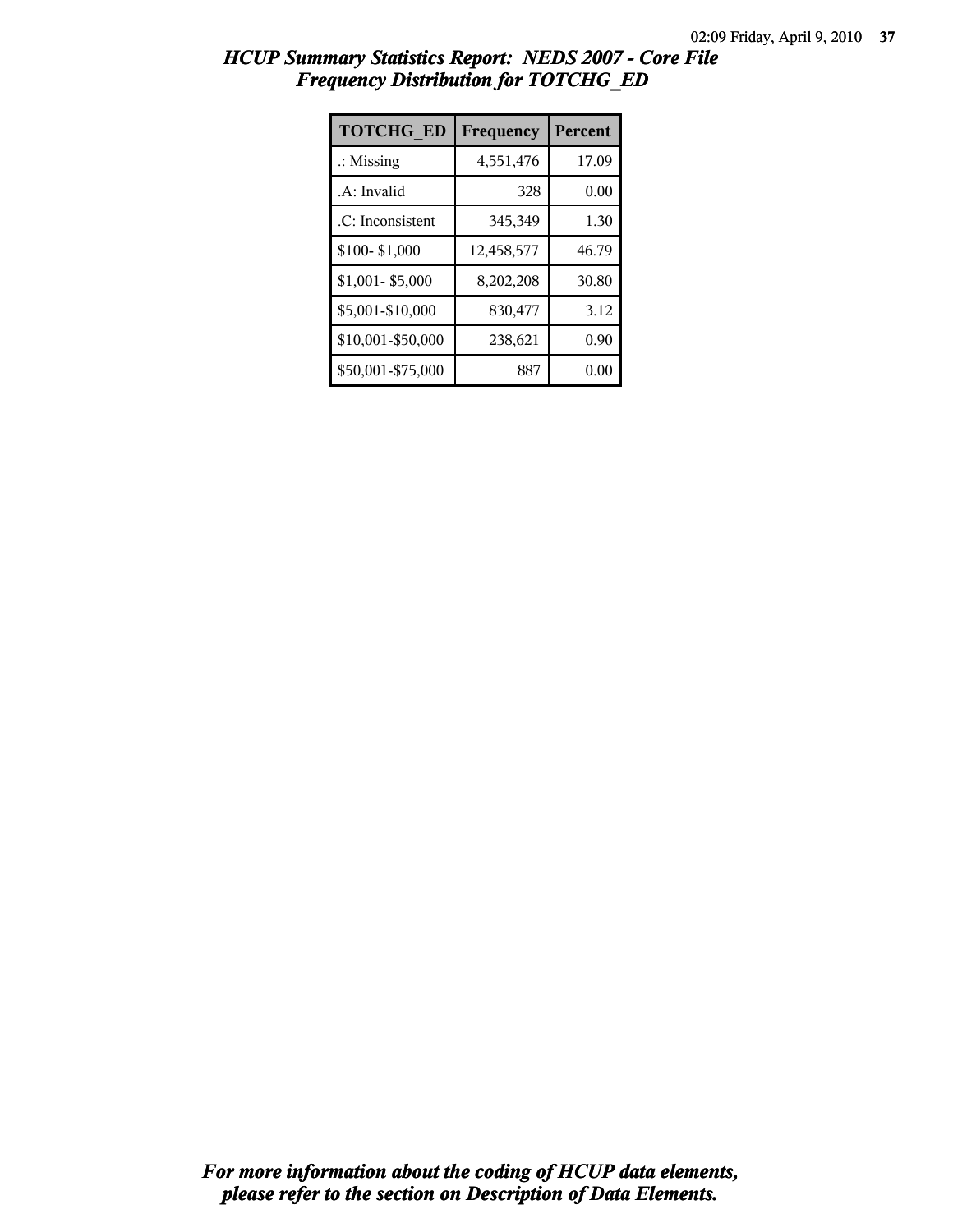## *HCUP Summary Statistics Report: NEDS 2007 - Core File*
## *Frequency Distribution for TOTCHG_ED*

| TOTCHG_ED | Frequency | Percent |
|---|---|---|
| .: Missing | 4,551,476 | 17.09 |
| .A: Invalid | 328 | 0.00 |
| .C: Inconsistent | 345,349 | 1.30 |
| $100- $1,000 | 12,458,577 | 46.79 |
| $1,001- $5,000 | 8,202,208 | 30.80 |
| $5,001-$10,000 | 830,477 | 3.12 |
| $10,001-$50,000 | 238,621 | 0.90 |
| $50,001-$75,000 | 887 | 0.00 |

***For more information about the coding of HCUP data elements, please refer to the section on Description of Data Elements.***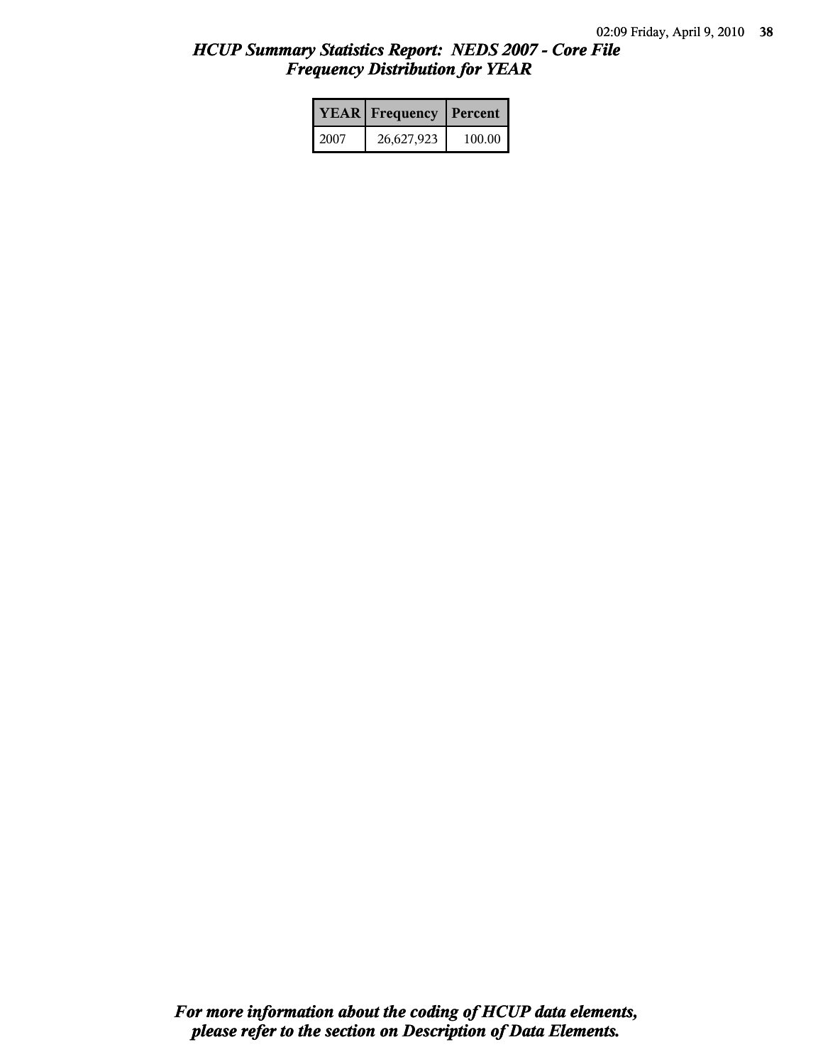# *HCUP Summary Statistics Report: NEDS 2007 - Core File*
## *Frequency Distribution for YEAR*

| YEAR | Frequency | Percent |
|---|---|---|
| 2007 | 26,627,923 | 100.00 |

***For more information about the coding of HCUP data elements, please refer to the section on Description of Data Elements.***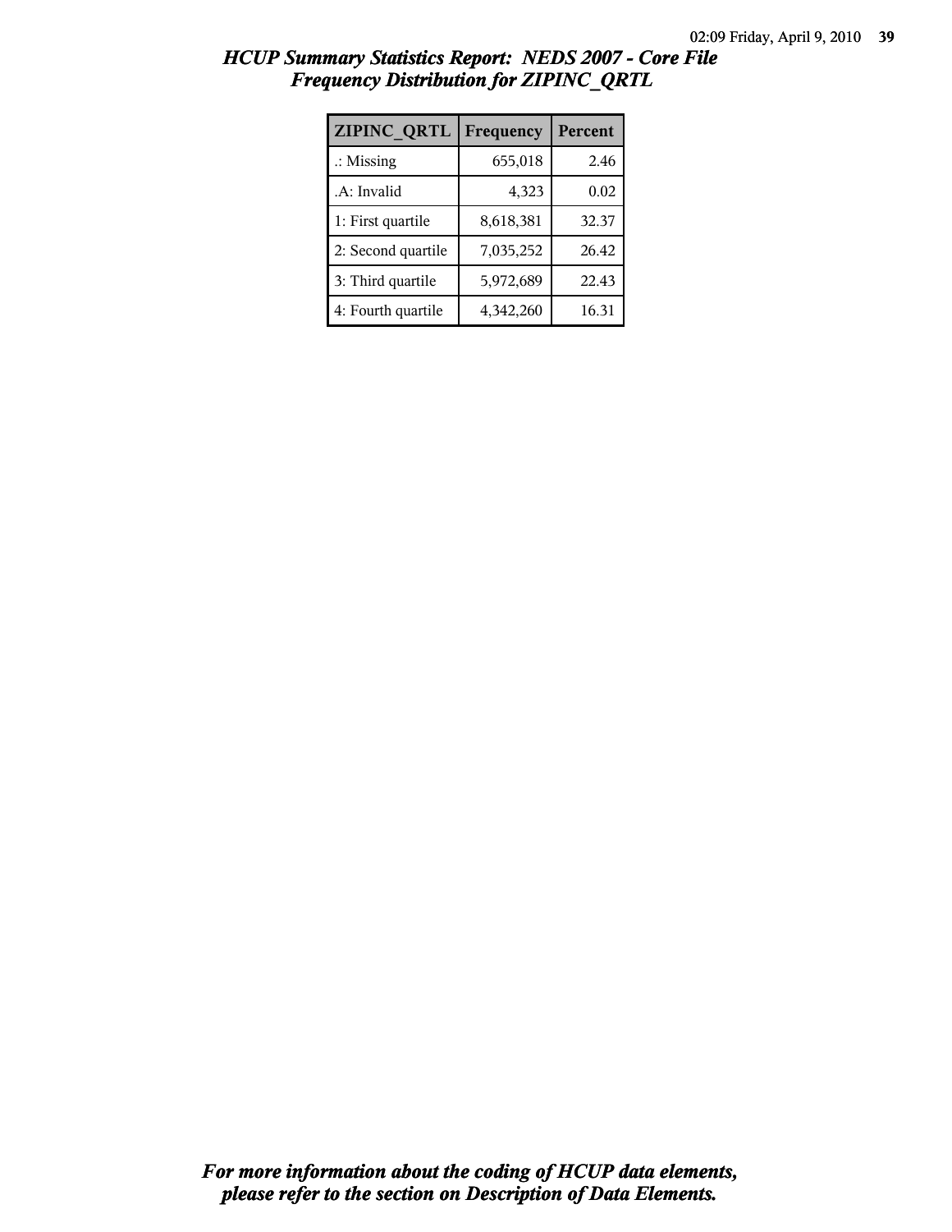# HCUP Summary Statistics Report: NEDS 2007 - Core File
## Frequency Distribution for ZIPINC_QRTL

| ZIPINC_QRTL | Frequency | Percent |
|---|---|---|
| .: Missing | 655,018 | 2.46 |
| .A: Invalid | 4,323 | 0.02 |
| 1: First quartile | 8,618,381 | 32.37 |
| 2: Second quartile | 7,035,252 | 26.42 |
| 3: Third quartile | 5,972,689 | 22.43 |
| 4: Fourth quartile | 4,342,260 | 16.31 |

***For more information about the coding of HCUP data elements, please refer to the section on Description of Data Elements.***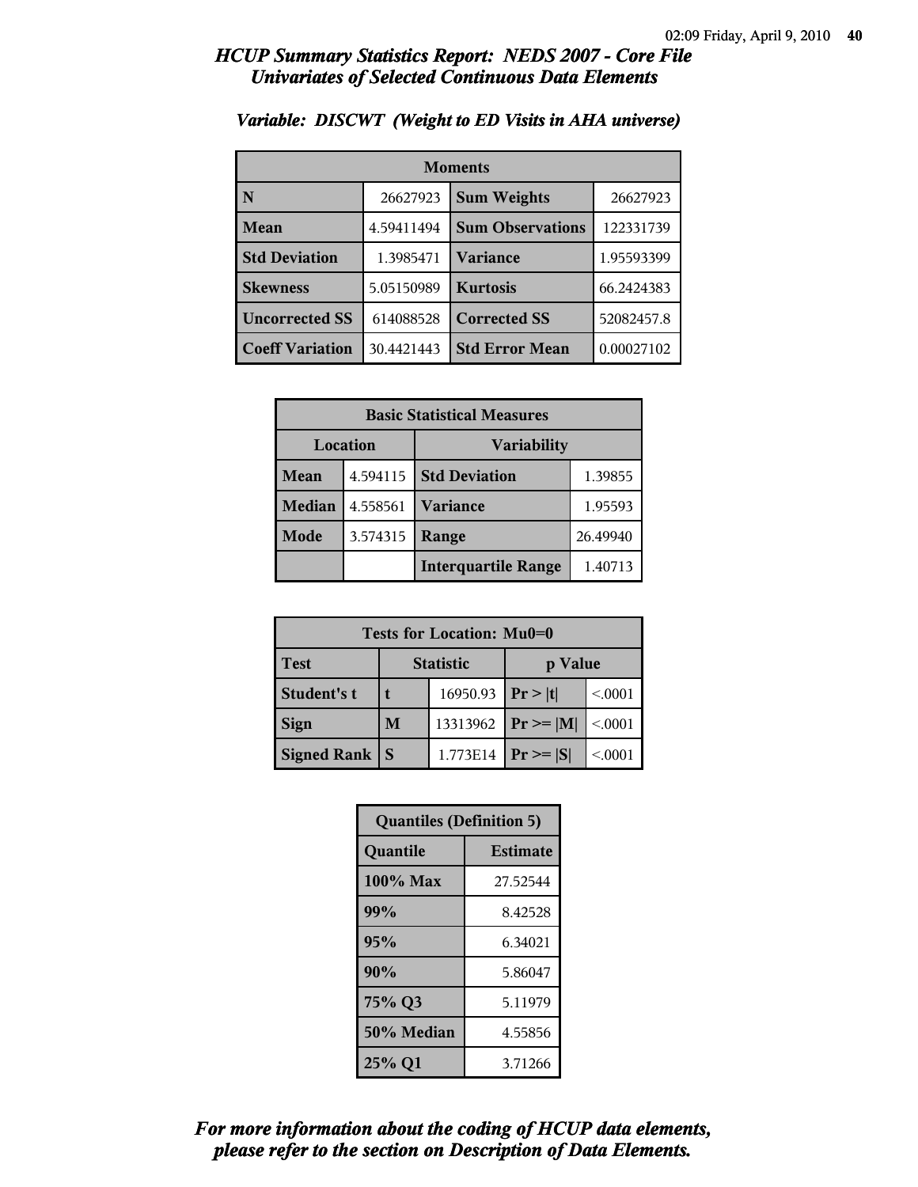## HCUP Summary Statistics Report: NEDS 2007 - Core File
## Univariates of Selected Continuous Data Elements

### Variable: DISCWT (Weight to ED Visits in AHA universe)

| Moments | | | |
|---|---|---|---|
| N | 26627923 | Sum Weights | 26627923 |
| Mean | 4.59411494 | Sum Observations | 122331739 |
| Std Deviation | 1.3985471 | Variance | 1.95593399 |
| Skewness | 5.05150989 | Kurtosis | 66.2424383 |
| Uncorrected SS | 614088528 | Corrected SS | 52082457.8 |
| Coeff Variation | 30.4421443 | Std Error Mean | 0.00027102 |

| Basic Statistical Measures | | | |
|---|---|---|---|
| Location | | Variability | |
| Mean | 4.594115 | Std Deviation | 1.39855 |
| Median | 4.558561 | Variance | 1.95593 |
| Mode | 3.574315 | Range | 26.49940 |
| | | Interquartile Range | 1.40713 |

| Tests for Location: Mu0=0 | | | | |
|---|---|---|---|---|
| Test | Statistic | | p Value | |
| Student's t | t | 16950.93 | Pr > \|t\| | <.0001 |
| Sign | M | 13313962 | Pr >= \|M\| | <.0001 |
| Signed Rank | S | 1.773E14 | Pr >= \|S\| | <.0001 |

| Quantiles (Definition 5) | |
|---|---|
| Quantile | Estimate |
| 100% Max | 27.52544 |
| 99% | 8.42528 |
| 95% | 6.34021 |
| 90% | 5.86047 |
| 75% Q3 | 5.11979 |
| 50% Median | 4.55856 |
| 25% Q1 | 3.71266 |

*For more information about the coding of HCUP data elements, please refer to the section on Description of Data Elements.*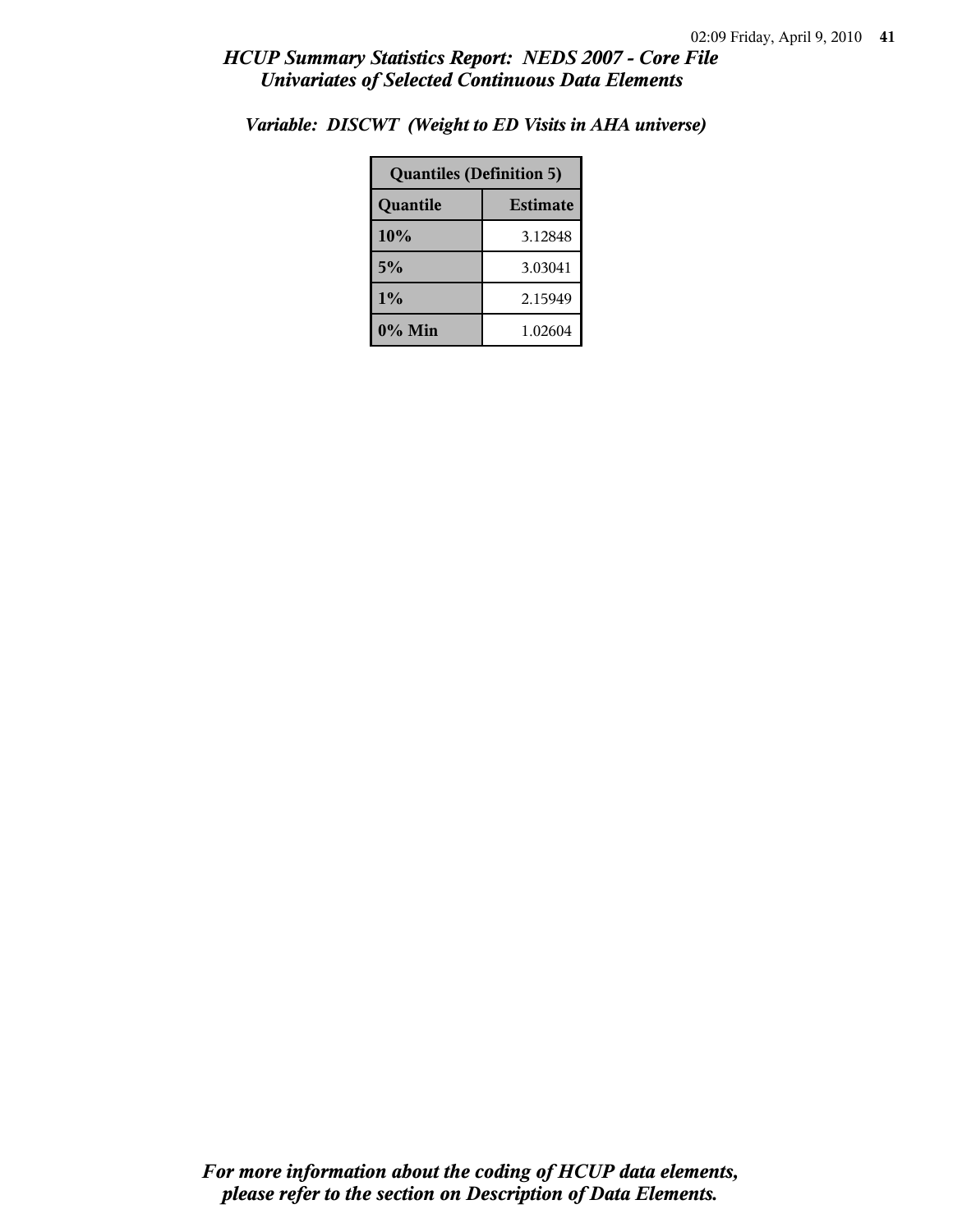## *HCUP Summary Statistics Report: NEDS 2007 - Core File*
## *Univariates of Selected Continuous Data Elements*

### *Variable: DISCWT (Weight to ED Visits in AHA universe)*

| Quantiles (Definition 5) | |
|---|---|
| **Quantile** | **Estimate** |
| **10%** | 3.12848 |
| **5%** | 3.03041 |
| **1%** | 2.15949 |
| **0% Min** | 1.02604 |

***For more information about the coding of HCUP data elements, please refer to the section on Description of Data Elements.***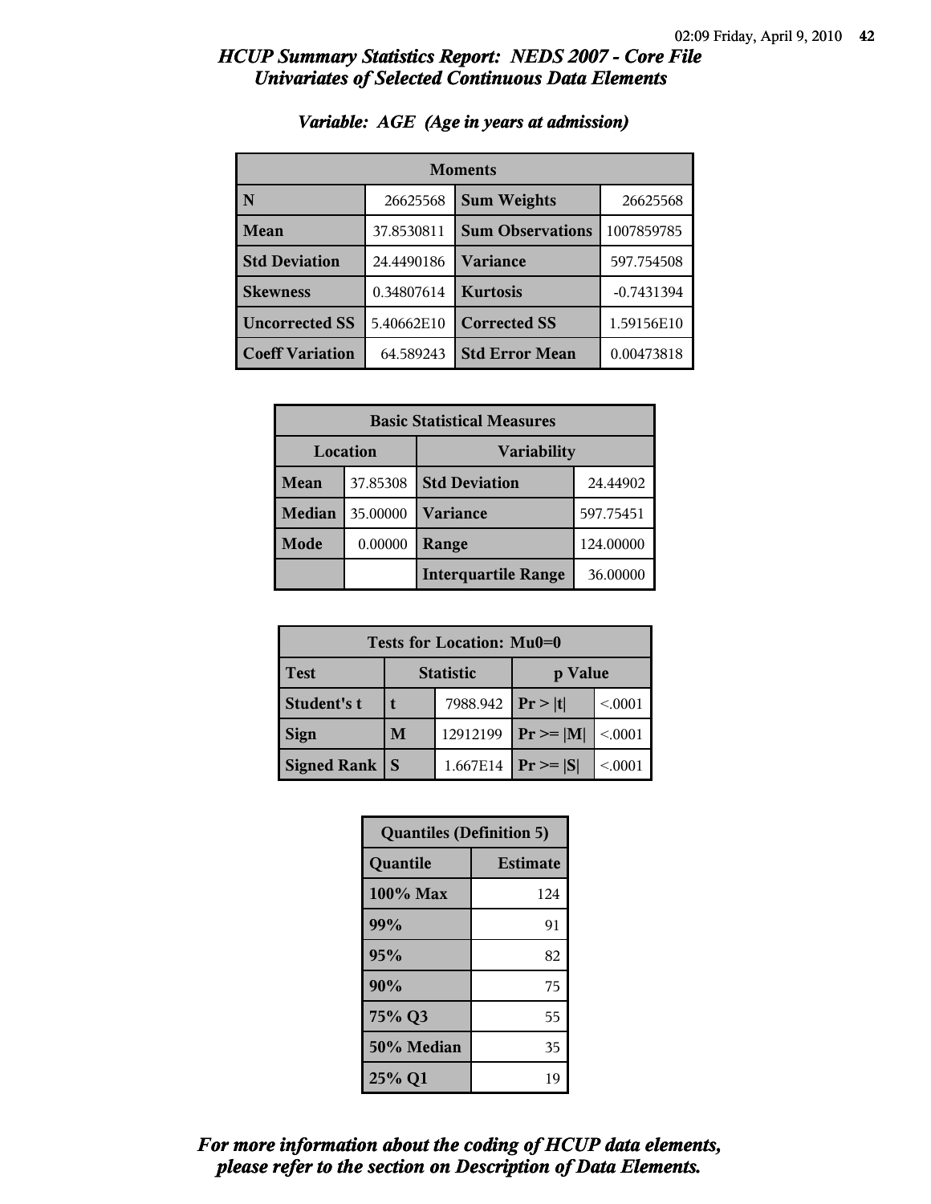# *HCUP Summary Statistics Report: NEDS 2007 - Core File*
## *Univariates of Selected Continuous Data Elements*

### *Variable: AGE (Age in years at admission)*

| Moments | | | |
|---|---|---|---|
| **N** | 26625568 | **Sum Weights** | 26625568 |
| **Mean** | 37.8530811 | **Sum Observations** | 1007859785 |
| **Std Deviation** | 24.4490186 | **Variance** | 597.754508 |
| **Skewness** | 0.34807614 | **Kurtosis** | -0.7431394 |
| **Uncorrected SS** | 5.40662E10 | **Corrected SS** | 1.59156E10 |
| **Coeff Variation** | 64.589243 | **Std Error Mean** | 0.00473818 |

| Basic Statistical Measures | | | |
|---|---|---|---|
| Location | | Variability | |
| **Mean** | 37.85308 | **Std Deviation** | 24.44902 |
| **Median** | 35.00000 | **Variance** | 597.75451 |
| **Mode** | 0.00000 | **Range** | 124.00000 |
| | | **Interquartile Range** | 36.00000 |

| Tests for Location: Mu0=0 | | | | |
|---|---|---|---|---|
| **Test** | Statistic | | p Value | |
| **Student's t** | **t** | 7988.942 | **Pr > \|t\|** | <.0001 |
| **Sign** | **M** | 12912199 | **Pr >= \|M\|** | <.0001 |
| **Signed Rank** | **S** | 1.667E14 | **Pr >= \|S\|** | <.0001 |

| Quantiles (Definition 5) | |
|---|---|
| **Quantile** | **Estimate** |
| **100% Max** | 124 |
| **99%** | 91 |
| **95%** | 82 |
| **90%** | 75 |
| **75% Q3** | 55 |
| **50% Median** | 35 |
| **25% Q1** | 19 |

***For more information about the coding of HCUP data elements, please refer to the section on Description of Data Elements.***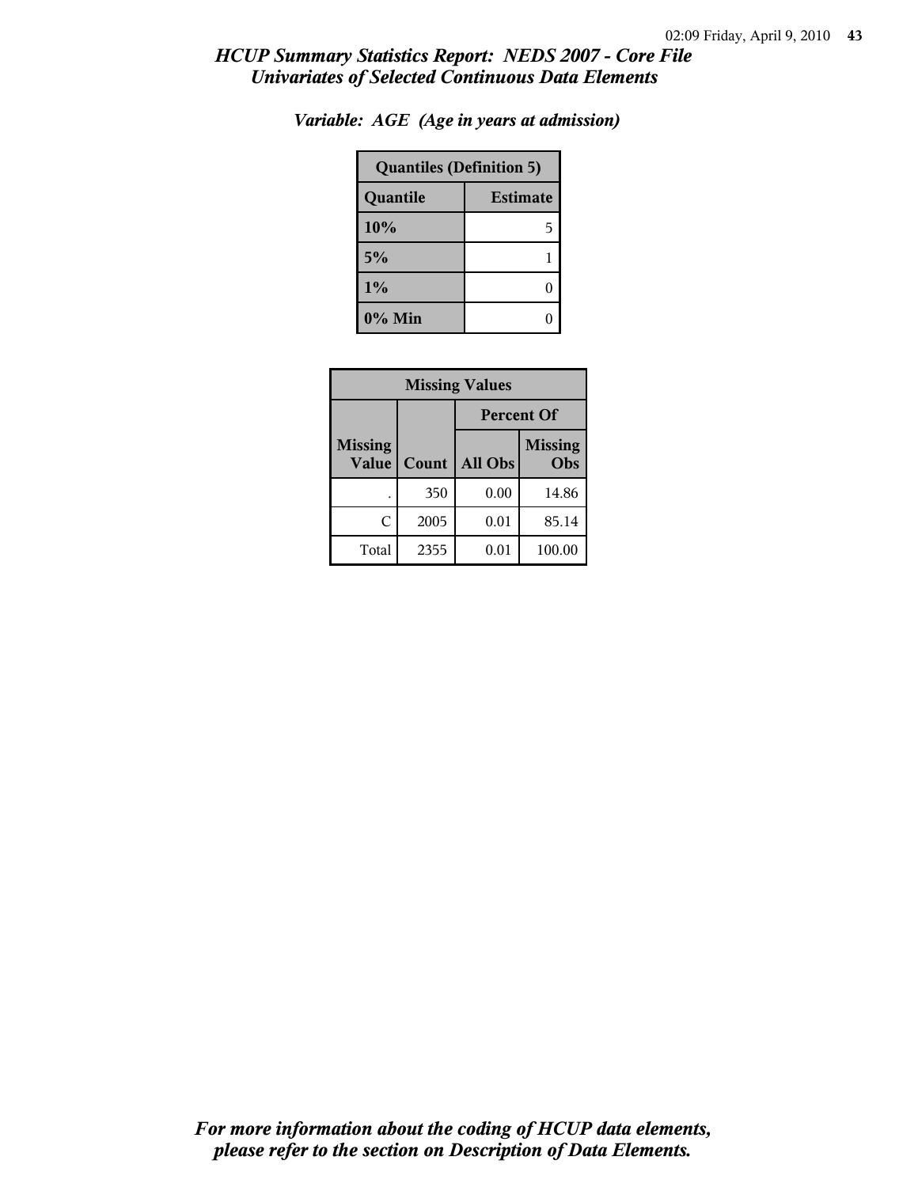*HCUP Summary Statistics Report: NEDS 2007 - Core File*
*Univariates of Selected Continuous Data Elements*

*Variable: AGE (Age in years at admission)*

| Quantiles (Definition 5) | |
|---|---|
| **Quantile** | **Estimate** |
| **10%** | 5 |
| **5%** | 1 |
| **1%** | 0 |
| **0% Min** | 0 |

| Missing Values | | | |
|---|---|---|---|
| | | Percent Of | |
| Missing Value | Count | All Obs | Missing Obs |
| . | 350 | 0.00 | 14.86 |
| C | 2005 | 0.01 | 85.14 |
| Total | 2355 | 0.01 | 100.00 |

*For more information about the coding of HCUP data elements, please refer to the section on Description of Data Elements.*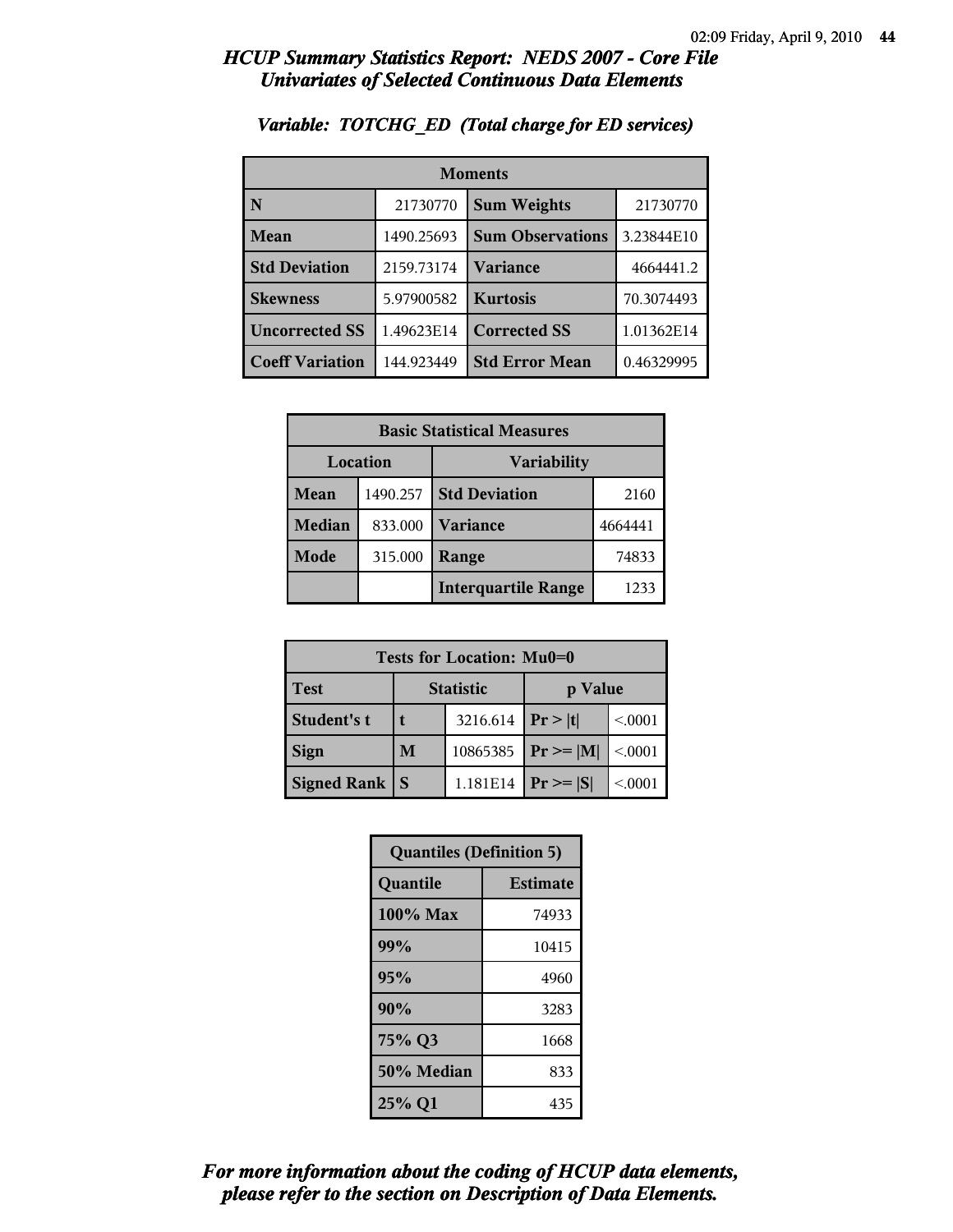## *HCUP Summary Statistics Report: NEDS 2007 - Core File*
## *Univariates of Selected Continuous Data Elements*

### *Variable: TOTCHG_ED (Total charge for ED services)*

| Moments | | | |
|---|---|---|---|
| **N** | 21730770 | **Sum Weights** | 21730770 |
| **Mean** | 1490.25693 | **Sum Observations** | 3.23844E10 |
| **Std Deviation** | 2159.73174 | **Variance** | 4664441.2 |
| **Skewness** | 5.97900582 | **Kurtosis** | 70.3074493 |
| **Uncorrected SS** | 1.49623E14 | **Corrected SS** | 1.01362E14 |
| **Coeff Variation** | 144.923449 | **Std Error Mean** | 0.46329995 |

| Basic Statistical Measures | | | |
|---|---|---|---|
| **Location** | | **Variability** | |
| **Mean** | 1490.257 | **Std Deviation** | 2160 |
| **Median** | 833.000 | **Variance** | 4664441 |
| **Mode** | 315.000 | **Range** | 74833 |
| | | **Interquartile Range** | 1233 |

| Tests for Location: Mu0=0 | | | | |
|---|---|---|---|---|
| **Test** | **Statistic** | | **p Value** | |
| **Student's t** | **t** | 3216.614 | **Pr > \|t\|** | <.0001 |
| **Sign** | **M** | 10865385 | **Pr >= \|M\|** | <.0001 |
| **Signed Rank** | **S** | 1.181E14 | **Pr >= \|S\|** | <.0001 |

| Quantiles (Definition 5) | |
|---|---|
| **Quantile** | **Estimate** |
| **100% Max** | 74933 |
| **99%** | 10415 |
| **95%** | 4960 |
| **90%** | 3283 |
| **75% Q3** | 1668 |
| **50% Median** | 833 |
| **25% Q1** | 435 |

***For more information about the coding of HCUP data elements, please refer to the section on Description of Data Elements.***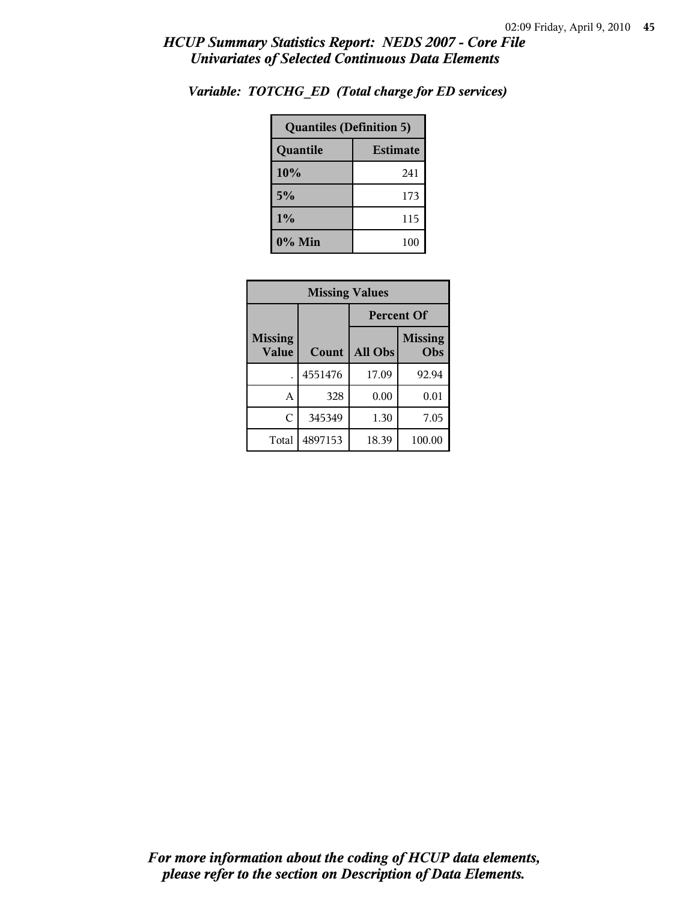*HCUP Summary Statistics Report: NEDS 2007 - Core File*
*Univariates of Selected Continuous Data Elements*

### *Variable: TOTCHG_ED (Total charge for ED services)*

| Quantiles (Definition 5) | |
|---|---|
| **Quantile** | **Estimate** |
| **10%** | 241 |
| **5%** | 173 |
| **1%** | 115 |
| **0% Min** | 100 |

| Missing Values | | | |
|---|---|---|---|
| | | Percent Of | |
| **Missing Value** | **Count** | **All Obs** | **Missing Obs** |
| . | 4551476 | 17.09 | 92.94 |
| A | 328 | 0.00 | 0.01 |
| C | 345349 | 1.30 | 7.05 |
| Total | 4897153 | 18.39 | 100.00 |

*For more information about the coding of HCUP data elements, please refer to the section on Description of Data Elements.*